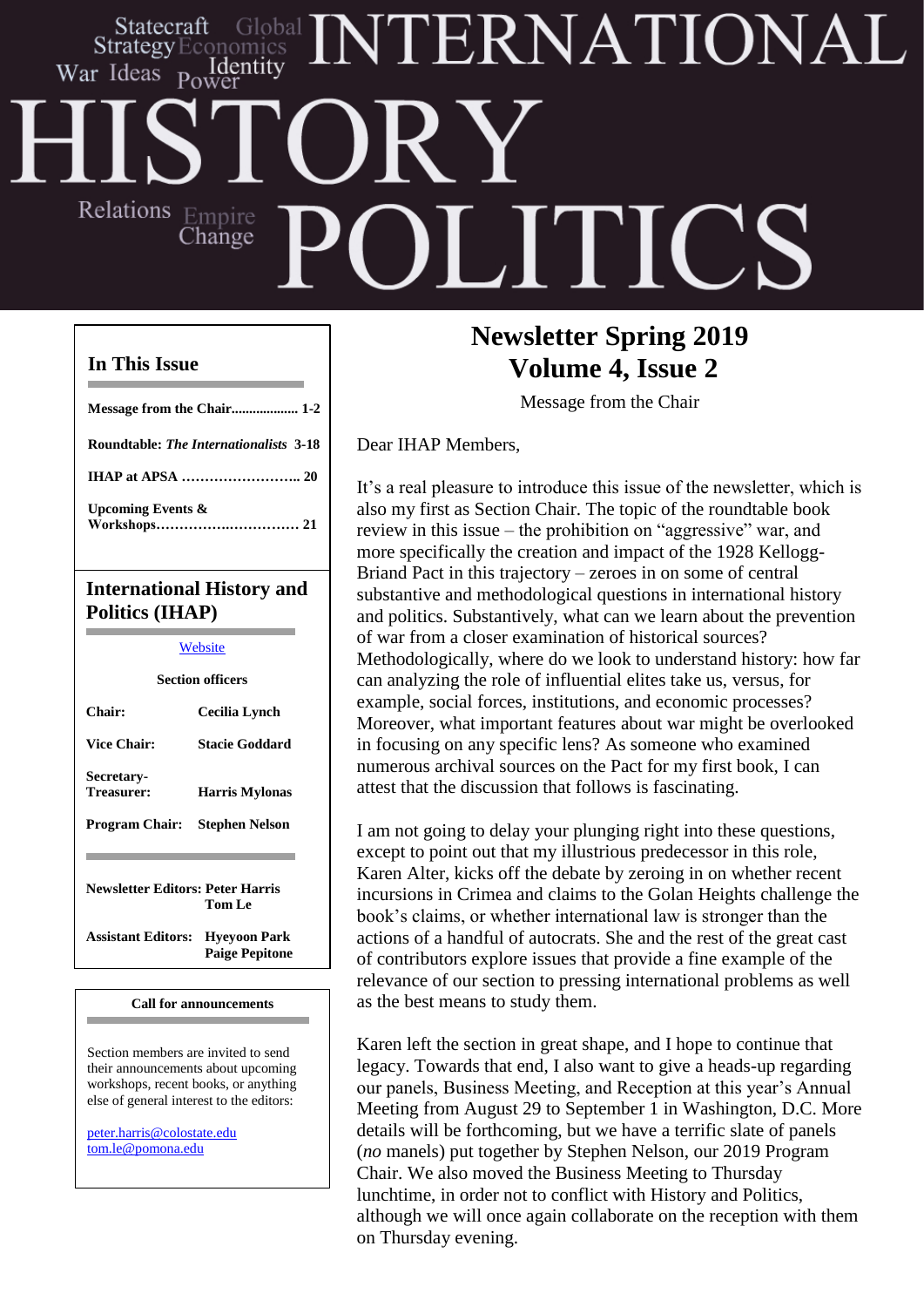# INTERNATIONAL HISTORY POLITICS

Statecraft Global Strategy Economics War Ideas Power Identity Relations Empire Change

## In This Issue

**Message from the Chair.................. 1-2**

**Roundtable: *The Internationalists* 3-18**

**IHAP at APSA …………………….. 20**

**Upcoming Events & Workshops…………….………….. 21**

## International History and Politics (IHAP)

Website

**Section officers**

| | |
|---|---|
| **Chair:** | **Cecilia Lynch** |
| **Vice Chair:** | **Stacie Goddard** |
| **Secretary-Treasurer:** | **Harris Mylonas** |
| **Program Chair:** | **Stephen Nelson** |

**Newsletter Editors: Peter Harris, Tom Le**

**Assistant Editors: Hyeyoon Park, Paige Pepitone**

**Call for announcements**

Section members are invited to send their announcements about upcoming workshops, recent books, or anything else of general interest to the editors:

peter.harris@colostate.edu
tom.le@pomona.edu

# Newsletter Spring 2019
# Volume 4, Issue 2

Message from the Chair

Dear IHAP Members,

It's a real pleasure to introduce this issue of the newsletter, which is also my first as Section Chair. The topic of the roundtable book review in this issue – the prohibition on "aggressive" war, and more specifically the creation and impact of the 1928 Kellogg-Briand Pact in this trajectory – zeroes in on some of central substantive and methodological questions in international history and politics. Substantively, what can we learn about the prevention of war from a closer examination of historical sources? Methodologically, where do we look to understand history: how far can analyzing the role of influential elites take us, versus, for example, social forces, institutions, and economic processes? Moreover, what important features about war might be overlooked in focusing on any specific lens? As someone who examined numerous archival sources on the Pact for my first book, I can attest that the discussion that follows is fascinating.

I am not going to delay your plunging right into these questions, except to point out that my illustrious predecessor in this role, Karen Alter, kicks off the debate by zeroing in on whether recent incursions in Crimea and claims to the Golan Heights challenge the book's claims, or whether international law is stronger than the actions of a handful of autocrats. She and the rest of the great cast of contributors explore issues that provide a fine example of the relevance of our section to pressing international problems as well as the best means to study them.

Karen left the section in great shape, and I hope to continue that legacy. Towards that end, I also want to give a heads-up regarding our panels, Business Meeting, and Reception at this year's Annual Meeting from August 29 to September 1 in Washington, D.C. More details will be forthcoming, but we have a terrific slate of panels (*no* manels) put together by Stephen Nelson, our 2019 Program Chair. We also moved the Business Meeting to Thursday lunchtime, in order not to conflict with History and Politics, although we will once again collaborate on the reception with them on Thursday evening.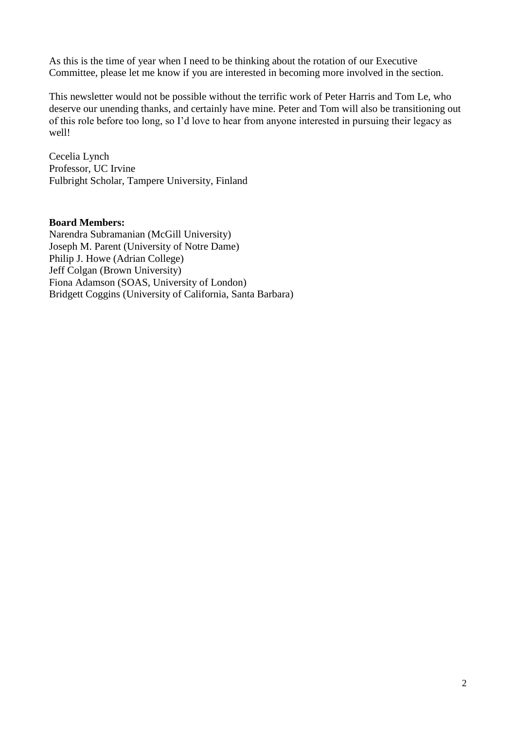As this is the time of year when I need to be thinking about the rotation of our Executive Committee, please let me know if you are interested in becoming more involved in the section.

This newsletter would not be possible without the terrific work of Peter Harris and Tom Le, who deserve our unending thanks, and certainly have mine. Peter and Tom will also be transitioning out of this role before too long, so I'd love to hear from anyone interested in pursuing their legacy as well!

Cecelia Lynch  
Professor, UC Irvine  
Fulbright Scholar, Tampere University, Finland

**Board Members:**  
Narendra Subramanian (McGill University)  
Joseph M. Parent (University of Notre Dame)  
Philip J. Howe (Adrian College)  
Jeff Colgan (Brown University)  
Fiona Adamson (SOAS, University of London)  
Bridgett Coggins (University of California, Santa Barbara)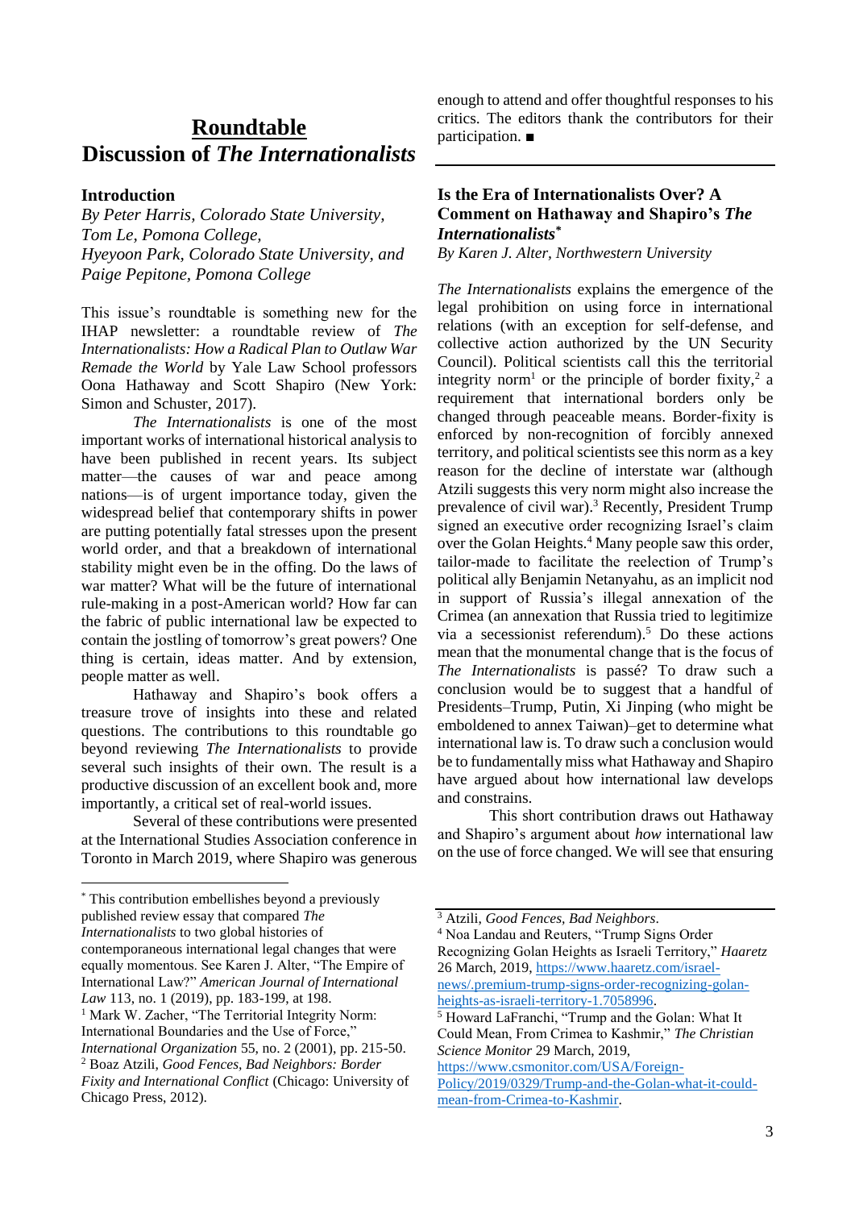# Roundtable
# Discussion of *The Internationalists*

## Introduction

*By Peter Harris, Colorado State University, Tom Le, Pomona College, Hyeyoon Park, Colorado State University, and Paige Pepitone, Pomona College*

This issue's roundtable is something new for the IHAP newsletter: a roundtable review of *The Internationalists: How a Radical Plan to Outlaw War Remade the World* by Yale Law School professors Oona Hathaway and Scott Shapiro (New York: Simon and Schuster, 2017).

*The Internationalists* is one of the most important works of international historical analysis to have been published in recent years. Its subject matter—the causes of war and peace among nations—is of urgent importance today, given the widespread belief that contemporary shifts in power are putting potentially fatal stresses upon the present world order, and that a breakdown of international stability might even be in the offing. Do the laws of war matter? What will be the future of international rule-making in a post-American world? How far can the fabric of public international law be expected to contain the jostling of tomorrow's great powers? One thing is certain, ideas matter. And by extension, people matter as well.

Hathaway and Shapiro's book offers a treasure trove of insights into these and related questions. The contributions to this roundtable go beyond reviewing *The Internationalists* to provide several such insights of their own. The result is a productive discussion of an excellent book and, more importantly, a critical set of real-world issues.

Several of these contributions were presented at the International Studies Association conference in Toronto in March 2019, where Shapiro was generous enough to attend and offer thoughtful responses to his critics. The editors thank the contributors for their participation. ■

---

## Is the Era of Internationalists Over? A Comment on Hathaway and Shapiro's *The Internationalists*[*]

*By Karen J. Alter, Northwestern University*

*The Internationalists* explains the emergence of the legal prohibition on using force in international relations (with an exception for self-defense, and collective action authorized by the UN Security Council). Political scientists call this the territorial integrity norm[1] or the principle of border fixity,[2] a requirement that international borders only be changed through peaceable means. Border-fixity is enforced by non-recognition of forcibly annexed territory, and political scientists see this norm as a key reason for the decline of interstate war (although Atzili suggests this very norm might also increase the prevalence of civil war).[3] Recently, President Trump signed an executive order recognizing Israel's claim over the Golan Heights.[4] Many people saw this order, tailor-made to facilitate the reelection of Trump's political ally Benjamin Netanyahu, as an implicit nod in support of Russia's illegal annexation of the Crimea (an annexation that Russia tried to legitimize via a secessionist referendum).[5] Do these actions mean that the monumental change that is the focus of *The Internationalists* is passé? To draw such a conclusion would be to suggest that a handful of Presidents–Trump, Putin, Xi Jinping (who might be emboldened to annex Taiwan)–get to determine what international law is. To draw such a conclusion would be to fundamentally miss what Hathaway and Shapiro have argued about how international law develops and constrains.

This short contribution draws out Hathaway and Shapiro's argument about *how* international law on the use of force changed. We will see that ensuring

---

[*] This contribution embellishes beyond a previously published review essay that compared *The Internationalists* to two global histories of contemporaneous international legal changes that were equally momentous. See Karen J. Alter, "The Empire of International Law?" *American Journal of International Law* 113, no. 1 (2019), pp. 183-199, at 198.

[1] Mark W. Zacher, "The Territorial Integrity Norm: International Boundaries and the Use of Force," *International Organization* 55, no. 2 (2001), pp. 215-50.

[2] Boaz Atzili, *Good Fences, Bad Neighbors: Border Fixity and International Conflict* (Chicago: University of Chicago Press, 2012).

[3] Atzili, *Good Fences, Bad Neighbors*.

[4] Noa Landau and Reuters, "Trump Signs Order Recognizing Golan Heights as Israeli Territory," *Haaretz* 26 March, 2019, https://www.haaretz.com/israel-news/.premium-trump-signs-order-recognizing-golan-heights-as-israeli-territory-1.7058996.

[5] Howard LaFranchi, "Trump and the Golan: What It Could Mean, From Crimea to Kashmir," *The Christian Science Monitor* 29 March, 2019, https://www.csmonitor.com/USA/Foreign-Policy/2019/0329/Trump-and-the-Golan-what-it-could-mean-from-Crimea-to-Kashmir.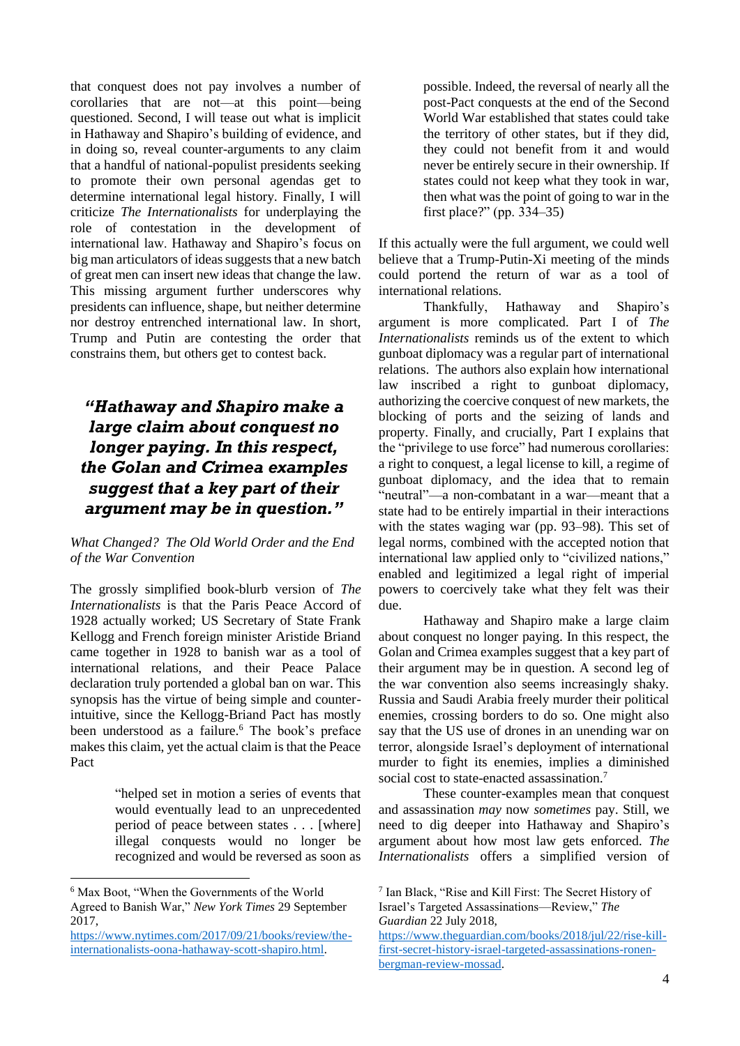that conquest does not pay involves a number of corollaries that are not—at this point—being questioned. Second, I will tease out what is implicit in Hathaway and Shapiro's building of evidence, and in doing so, reveal counter-arguments to any claim that a handful of national-populist presidents seeking to promote their own personal agendas get to determine international legal history. Finally, I will criticize *The Internationalists* for underplaying the role of contestation in the development of international law. Hathaway and Shapiro's focus on big man articulators of ideas suggests that a new batch of great men can insert new ideas that change the law. This missing argument further underscores why presidents can influence, shape, but neither determine nor destroy entrenched international law. In short, Trump and Putin are contesting the order that constrains them, but others get to contest back.

> ***"Hathaway and Shapiro make a large claim about conquest no longer paying. In this respect, the Golan and Crimea examples suggest that a key part of their argument may be in question."***

*What Changed? The Old World Order and the End of the War Convention*

The grossly simplified book-blurb version of *The Internationalists* is that the Paris Peace Accord of 1928 actually worked; US Secretary of State Frank Kellogg and French foreign minister Aristide Briand came together in 1928 to banish war as a tool of international relations, and their Peace Palace declaration truly portended a global ban on war. This synopsis has the virtue of being simple and counter-intuitive, since the Kellogg-Briand Pact has mostly been understood as a failure.[6] The book's preface makes this claim, yet the actual claim is that the Peace Pact

> "helped set in motion a series of events that would eventually lead to an unprecedented period of peace between states . . . [where] illegal conquests would no longer be recognized and would be reversed as soon as possible. Indeed, the reversal of nearly all the post-Pact conquests at the end of the Second World War established that states could take the territory of other states, but if they did, they could not benefit from it and would never be entirely secure in their ownership. If states could not keep what they took in war, then what was the point of going to war in the first place?" (pp. 334–35)

If this actually were the full argument, we could well believe that a Trump-Putin-Xi meeting of the minds could portend the return of war as a tool of international relations.

Thankfully, Hathaway and Shapiro's argument is more complicated. Part I of *The Internationalists* reminds us of the extent to which gunboat diplomacy was a regular part of international relations. The authors also explain how international law inscribed a right to gunboat diplomacy, authorizing the coercive conquest of new markets, the blocking of ports and the seizing of lands and property. Finally, and crucially, Part I explains that the "privilege to use force" had numerous corollaries: a right to conquest, a legal license to kill, a regime of gunboat diplomacy, and the idea that to remain "neutral"—a non-combatant in a war—meant that a state had to be entirely impartial in their interactions with the states waging war (pp. 93–98). This set of legal norms, combined with the accepted notion that international law applied only to "civilized nations," enabled and legitimized a legal right of imperial powers to coercively take what they felt was their due.

Hathaway and Shapiro make a large claim about conquest no longer paying. In this respect, the Golan and Crimea examples suggest that a key part of their argument may be in question. A second leg of the war convention also seems increasingly shaky. Russia and Saudi Arabia freely murder their political enemies, crossing borders to do so. One might also say that the US use of drones in an unending war on terror, alongside Israel's deployment of international murder to fight its enemies, implies a diminished social cost to state-enacted assassination.[7]

These counter-examples mean that conquest and assassination *may* now *sometimes* pay. Still, we need to dig deeper into Hathaway and Shapiro's argument about how most law gets enforced. *The Internationalists* offers a simplified version of

---

[6] Max Boot, "When the Governments of the World Agreed to Banish War," *New York Times* 29 September 2017, https://www.nytimes.com/2017/09/21/books/review/the-internationalists-oona-hathaway-scott-shapiro.html.

[7] Ian Black, "Rise and Kill First: The Secret History of Israel's Targeted Assassinations—Review," *The Guardian* 22 July 2018, https://www.theguardian.com/books/2018/jul/22/rise-kill-first-secret-history-israel-targeted-assassinations-ronen-bergman-review-mossad.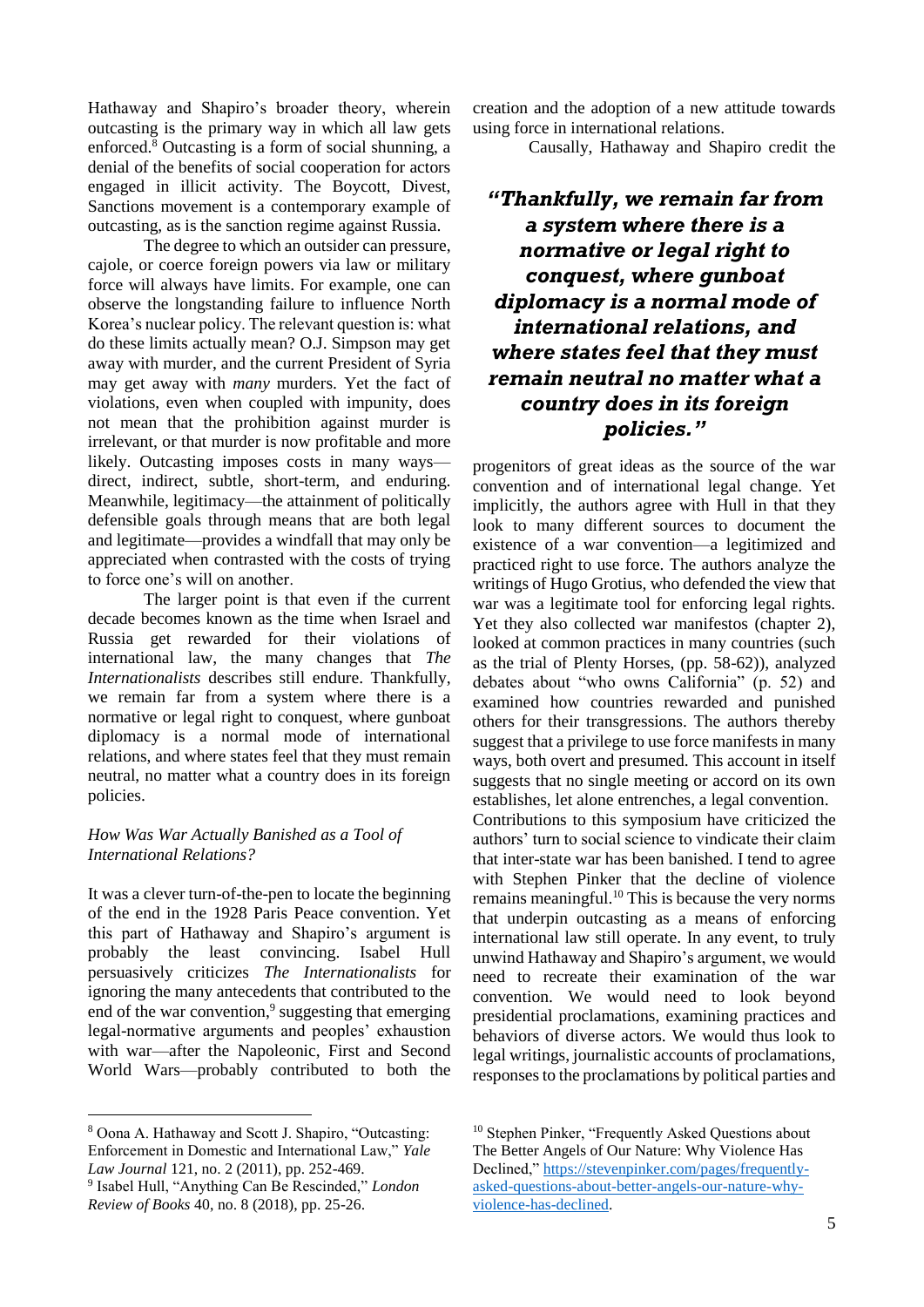Hathaway and Shapiro's broader theory, wherein outcasting is the primary way in which all law gets enforced.[8] Outcasting is a form of social shunning, a denial of the benefits of social cooperation for actors engaged in illicit activity. The Boycott, Divest, Sanctions movement is a contemporary example of outcasting, as is the sanction regime against Russia.

The degree to which an outsider can pressure, cajole, or coerce foreign powers via law or military force will always have limits. For example, one can observe the longstanding failure to influence North Korea's nuclear policy. The relevant question is: what do these limits actually mean? O.J. Simpson may get away with murder, and the current President of Syria may get away with *many* murders. Yet the fact of violations, even when coupled with impunity, does not mean that the prohibition against murder is irrelevant, or that murder is now profitable and more likely. Outcasting imposes costs in many ways—direct, indirect, subtle, short-term, and enduring. Meanwhile, legitimacy—the attainment of politically defensible goals through means that are both legal and legitimate—provides a windfall that may only be appreciated when contrasted with the costs of trying to force one's will on another.

The larger point is that even if the current decade becomes known as the time when Israel and Russia get rewarded for their violations of international law, the many changes that *The Internationalists* describes still endure. Thankfully, we remain far from a system where there is a normative or legal right to conquest, where gunboat diplomacy is a normal mode of international relations, and where states feel that they must remain neutral, no matter what a country does in its foreign policies.

### *How Was War Actually Banished as a Tool of International Relations?*

It was a clever turn-of-the-pen to locate the beginning of the end in the 1928 Paris Peace convention. Yet this part of Hathaway and Shapiro's argument is probably the least convincing. Isabel Hull persuasively criticizes *The Internationalists* for ignoring the many antecedents that contributed to the end of the war convention,[9] suggesting that emerging legal-normative arguments and peoples' exhaustion with war—after the Napoleonic, First and Second World Wars—probably contributed to both the creation and the adoption of a new attitude towards using force in international relations.

> ***"Thankfully, we remain far from a system where there is a normative or legal right to conquest, where gunboat diplomacy is a normal mode of international relations, and where states feel that they must remain neutral no matter what a country does in its foreign policies."***

Causally, Hathaway and Shapiro credit the progenitors of great ideas as the source of the war convention and of international legal change. Yet implicitly, the authors agree with Hull in that they look to many different sources to document the existence of a war convention—a legitimized and practiced right to use force. The authors analyze the writings of Hugo Grotius, who defended the view that war was a legitimate tool for enforcing legal rights. Yet they also collected war manifestos (chapter 2), looked at common practices in many countries (such as the trial of Plenty Horses, (pp. 58-62)), analyzed debates about "who owns California" (p. 52) and examined how countries rewarded and punished others for their transgressions. The authors thereby suggest that a privilege to use force manifests in many ways, both overt and presumed. This account in itself suggests that no single meeting or accord on its own establishes, let alone entrenches, a legal convention.

Contributions to this symposium have criticized the authors' turn to social science to vindicate their claim that inter-state war has been banished. I tend to agree with Stephen Pinker that the decline of violence remains meaningful.[10] This is because the very norms that underpin outcasting as a means of enforcing international law still operate. In any event, to truly unwind Hathaway and Shapiro's argument, we would need to recreate their examination of the war convention. We would need to look beyond presidential proclamations, examining practices and behaviors of diverse actors. We would thus look to legal writings, journalistic accounts of proclamations, responses to the proclamations by political parties and

---

[8] Oona A. Hathaway and Scott J. Shapiro, "Outcasting: Enforcement in Domestic and International Law," *Yale Law Journal* 121, no. 2 (2011), pp. 252-469.

[9] Isabel Hull, "Anything Can Be Rescinded," *London Review of Books* 40, no. 8 (2018), pp. 25-26.

[10] Stephen Pinker, "Frequently Asked Questions about The Better Angels of Our Nature: Why Violence Has Declined," https://stevenpinker.com/pages/frequently-asked-questions-about-better-angels-our-nature-why-violence-has-declined.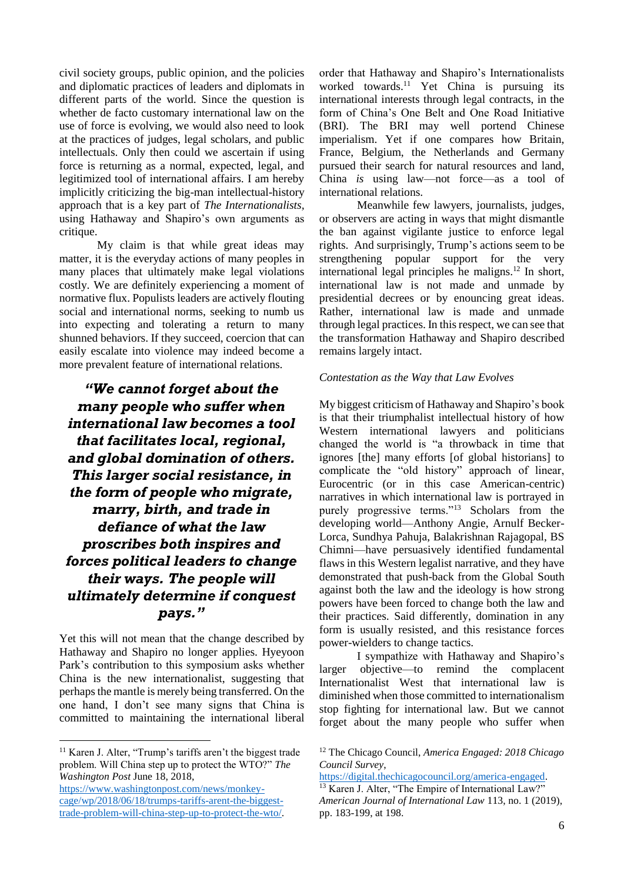civil society groups, public opinion, and the policies and diplomatic practices of leaders and diplomats in different parts of the world. Since the question is whether de facto customary international law on the use of force is evolving, we would also need to look at the practices of judges, legal scholars, and public intellectuals. Only then could we ascertain if using force is returning as a normal, expected, legal, and legitimized tool of international affairs. I am hereby implicitly criticizing the big-man intellectual-history approach that is a key part of *The Internationalists*, using Hathaway and Shapiro's own arguments as critique.

My claim is that while great ideas may matter, it is the everyday actions of many peoples in many places that ultimately make legal violations costly. We are definitely experiencing a moment of normative flux. Populists leaders are actively flouting social and international norms, seeking to numb us into expecting and tolerating a return to many shunned behaviors. If they succeed, coercion that can easily escalate into violence may indeed become a more prevalent feature of international relations.

> ***"We cannot forget about the many people who suffer when international law becomes a tool that facilitates local, regional, and global domination of others. This larger social resistance, in the form of people who migrate, marry, birth, and trade in defiance of what the law proscribes both inspires and forces political leaders to change their ways. The people will ultimately determine if conquest pays."***

Yet this will not mean that the change described by Hathaway and Shapiro no longer applies. Hyeyoon Park's contribution to this symposium asks whether China is the new internationalist, suggesting that perhaps the mantle is merely being transferred. On the one hand, I don't see many signs that China is committed to maintaining the international liberal order that Hathaway and Shapiro's Internationalists worked towards.[11] Yet China is pursuing its international interests through legal contracts, in the form of China's One Belt and One Road Initiative (BRI). The BRI may well portend Chinese imperialism. Yet if one compares how Britain, France, Belgium, the Netherlands and Germany pursued their search for natural resources and land, China *is* using law—not force—as a tool of international relations.

Meanwhile few lawyers, journalists, judges, or observers are acting in ways that might dismantle the ban against vigilante justice to enforce legal rights. And surprisingly, Trump's actions seem to be strengthening popular support for the very international legal principles he maligns.[12] In short, international law is not made and unmade by presidential decrees or by enouncing great ideas. Rather, international law is made and unmade through legal practices. In this respect, we can see that the transformation Hathaway and Shapiro described remains largely intact.

*Contestation as the Way that Law Evolves*

My biggest criticism of Hathaway and Shapiro's book is that their triumphalist intellectual history of how Western international lawyers and politicians changed the world is "a throwback in time that ignores [the] many efforts [of global historians] to complicate the "old history" approach of linear, Eurocentric (or in this case American-centric) narratives in which international law is portrayed in purely progressive terms."[13] Scholars from the developing world—Anthony Angie, Arnulf Becker-Lorca, Sundhya Pahuja, Balakrishnan Rajagopal, BS Chimni—have persuasively identified fundamental flaws in this Western legalist narrative, and they have demonstrated that push-back from the Global South against both the law and the ideology is how strong powers have been forced to change both the law and their practices. Said differently, domination in any form is usually resisted, and this resistance forces power-wielders to change tactics.

I sympathize with Hathaway and Shapiro's larger objective—to remind the complacent Internationalist West that international law is diminished when those committed to internationalism stop fighting for international law. But we cannot forget about the many people who suffer when

---

[11] Karen J. Alter, "Trump's tariffs aren't the biggest trade problem. Will China step up to protect the WTO?" *The Washington Post* June 18, 2018, https://www.washingtonpost.com/news/monkey-cage/wp/2018/06/18/trumps-tariffs-arent-the-biggest-trade-problem-will-china-step-up-to-protect-the-wto/.

[12] The Chicago Council, *America Engaged: 2018 Chicago Council Survey*, https://digital.thechicagocouncil.org/america-engaged.

[13] Karen J. Alter, "The Empire of International Law?" *American Journal of International Law* 113, no. 1 (2019), pp. 183-199, at 198.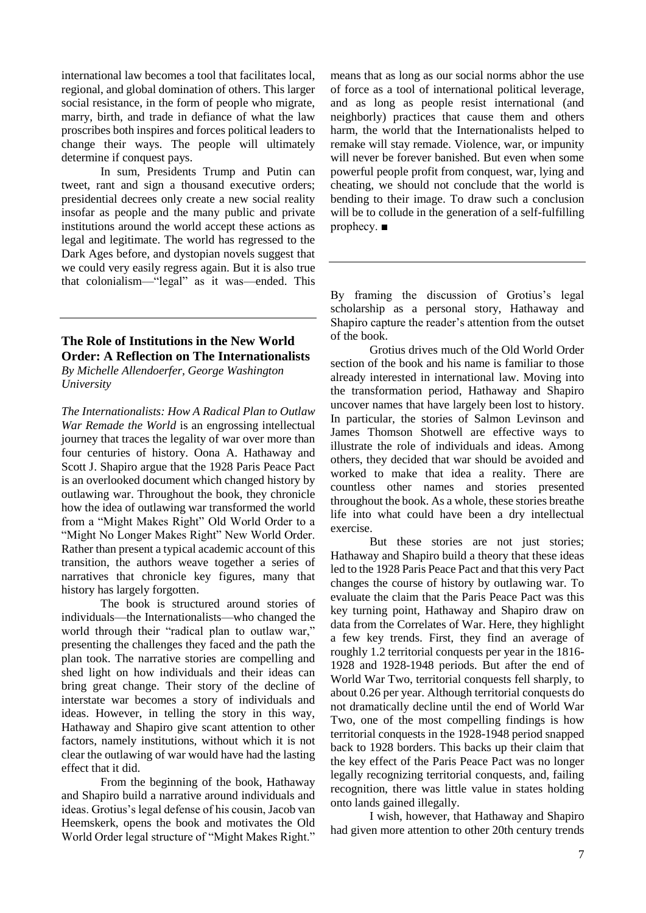international law becomes a tool that facilitates local, regional, and global domination of others. This larger social resistance, in the form of people who migrate, marry, birth, and trade in defiance of what the law proscribes both inspires and forces political leaders to change their ways. The people will ultimately determine if conquest pays.

In sum, Presidents Trump and Putin can tweet, rant and sign a thousand executive orders; presidential decrees only create a new social reality insofar as people and the many public and private institutions around the world accept these actions as legal and legitimate. The world has regressed to the Dark Ages before, and dystopian novels suggest that we could very easily regress again. But it is also true that colonialism—"legal" as it was—ended. This means that as long as our social norms abhor the use of force as a tool of international political leverage, and as long as people resist international (and neighborly) practices that cause them and others harm, the world that the Internationalists helped to remake will stay remade. Violence, war, or impunity will never be forever banished. But even when some powerful people profit from conquest, war, lying and cheating, we should not conclude that the world is bending to their image. To draw such a conclusion will be to collude in the generation of a self-fulfilling prophecy. ■

---

## The Role of Institutions in the New World Order: A Reflection on The Internationalists

*By Michelle Allendoerfer, George Washington University*

*The Internationalists: How A Radical Plan to Outlaw War Remade the World* is an engrossing intellectual journey that traces the legality of war over more than four centuries of history. Oona A. Hathaway and Scott J. Shapiro argue that the 1928 Paris Peace Pact is an overlooked document which changed history by outlawing war. Throughout the book, they chronicle how the idea of outlawing war transformed the world from a "Might Makes Right" Old World Order to a "Might No Longer Makes Right" New World Order. Rather than present a typical academic account of this transition, the authors weave together a series of narratives that chronicle key figures, many that history has largely forgotten.

The book is structured around stories of individuals—the Internationalists—who changed the world through their "radical plan to outlaw war," presenting the challenges they faced and the path the plan took. The narrative stories are compelling and shed light on how individuals and their ideas can bring great change. Their story of the decline of interstate war becomes a story of individuals and ideas. However, in telling the story in this way, Hathaway and Shapiro give scant attention to other factors, namely institutions, without which it is not clear the outlawing of war would have had the lasting effect that it did.

From the beginning of the book, Hathaway and Shapiro build a narrative around individuals and ideas. Grotius's legal defense of his cousin, Jacob van Heemskerk, opens the book and motivates the Old World Order legal structure of "Might Makes Right." By framing the discussion of Grotius's legal scholarship as a personal story, Hathaway and Shapiro capture the reader's attention from the outset of the book.

Grotius drives much of the Old World Order section of the book and his name is familiar to those already interested in international law. Moving into the transformation period, Hathaway and Shapiro uncover names that have largely been lost to history. In particular, the stories of Salmon Levinson and James Thomson Shotwell are effective ways to illustrate the role of individuals and ideas. Among others, they decided that war should be avoided and worked to make that idea a reality. There are countless other names and stories presented throughout the book. As a whole, these stories breathe life into what could have been a dry intellectual exercise.

But these stories are not just stories; Hathaway and Shapiro build a theory that these ideas led to the 1928 Paris Peace Pact and that this very Pact changes the course of history by outlawing war. To evaluate the claim that the Paris Peace Pact was this key turning point, Hathaway and Shapiro draw on data from the Correlates of War. Here, they highlight a few key trends. First, they find an average of roughly 1.2 territorial conquests per year in the 1816-1928 and 1928-1948 periods. But after the end of World War Two, territorial conquests fell sharply, to about 0.26 per year. Although territorial conquests do not dramatically decline until the end of World War Two, one of the most compelling findings is how territorial conquests in the 1928-1948 period snapped back to 1928 borders. This backs up their claim that the key effect of the Paris Peace Pact was no longer legally recognizing territorial conquests, and, failing recognition, there was little value in states holding onto lands gained illegally.

I wish, however, that Hathaway and Shapiro had given more attention to other 20th century trends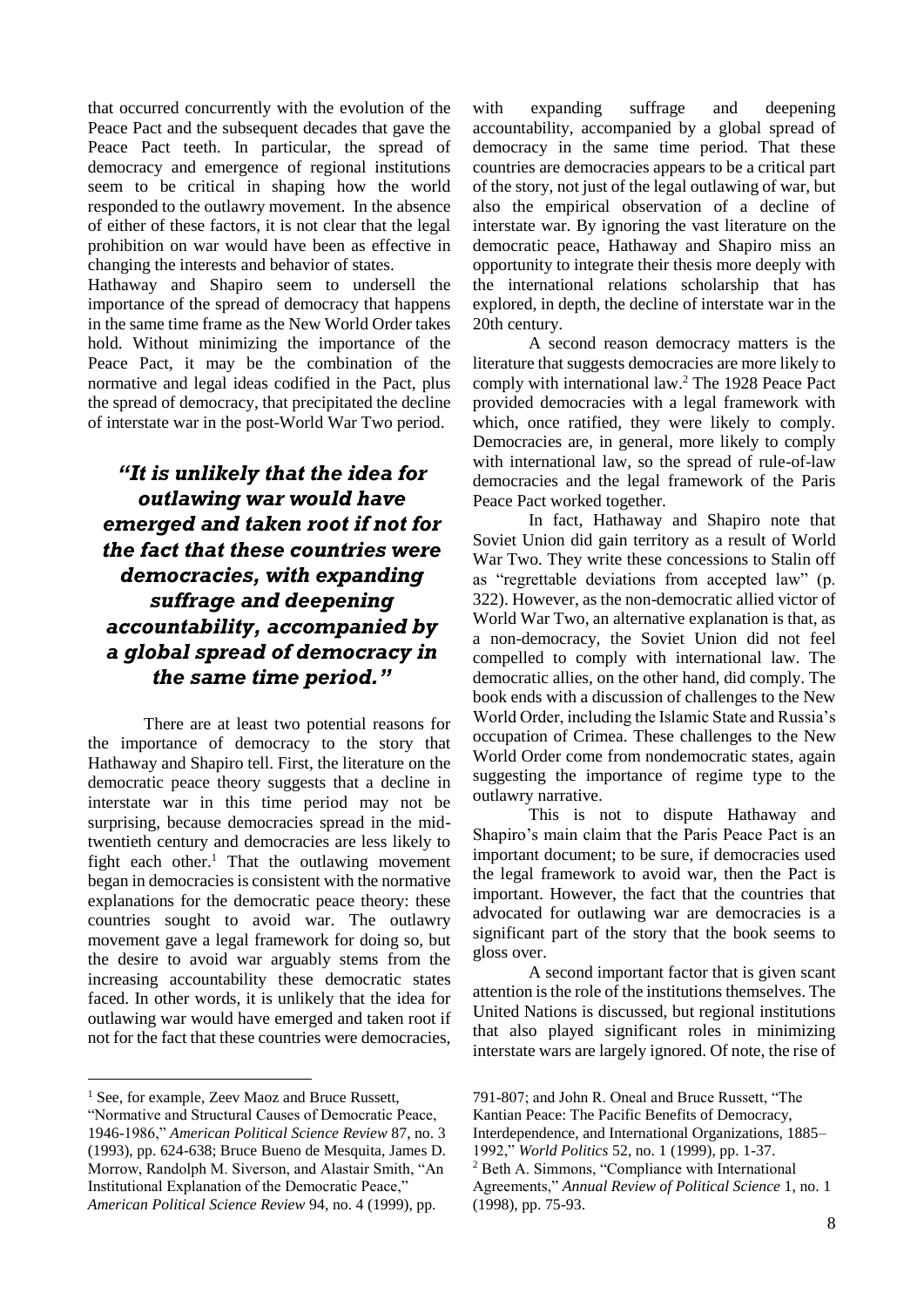that occurred concurrently with the evolution of the Peace Pact and the subsequent decades that gave the Peace Pact teeth. In particular, the spread of democracy and emergence of regional institutions seem to be critical in shaping how the world responded to the outlawry movement. In the absence of either of these factors, it is not clear that the legal prohibition on war would have been as effective in changing the interests and behavior of states.

Hathaway and Shapiro seem to undersell the importance of the spread of democracy that happens in the same time frame as the New World Order takes hold. Without minimizing the importance of the Peace Pact, it may be the combination of the normative and legal ideas codified in the Pact, plus the spread of democracy, that precipitated the decline of interstate war in the post-World War Two period.

> ***"It is unlikely that the idea for outlawing war would have emerged and taken root if not for the fact that these countries were democracies, with expanding suffrage and deepening accountability, accompanied by a global spread of democracy in the same time period."***

There are at least two potential reasons for the importance of democracy to the story that Hathaway and Shapiro tell. First, the literature on the democratic peace theory suggests that a decline in interstate war in this time period may not be surprising, because democracies spread in the mid-twentieth century and democracies are less likely to fight each other.[1] That the outlawing movement began in democracies is consistent with the normative explanations for the democratic peace theory: these countries sought to avoid war. The outlawry movement gave a legal framework for doing so, but the desire to avoid war arguably stems from the increasing accountability these democratic states faced. In other words, it is unlikely that the idea for outlawing war would have emerged and taken root if not for the fact that these countries were democracies, with expanding suffrage and deepening accountability, accompanied by a global spread of democracy in the same time period. That these countries are democracies appears to be a critical part of the story, not just of the legal outlawing of war, but also the empirical observation of a decline of interstate war. By ignoring the vast literature on the democratic peace, Hathaway and Shapiro miss an opportunity to integrate their thesis more deeply with the international relations scholarship that has explored, in depth, the decline of interstate war in the 20th century.

A second reason democracy matters is the literature that suggests democracies are more likely to comply with international law.[2] The 1928 Peace Pact provided democracies with a legal framework with which, once ratified, they were likely to comply. Democracies are, in general, more likely to comply with international law, so the spread of rule-of-law democracies and the legal framework of the Paris Peace Pact worked together.

In fact, Hathaway and Shapiro note that Soviet Union did gain territory as a result of World War Two. They write these concessions to Stalin off as "regrettable deviations from accepted law" (p. 322). However, as the non-democratic allied victor of World War Two, an alternative explanation is that, as a non-democracy, the Soviet Union did not feel compelled to comply with international law. The democratic allies, on the other hand, did comply. The book ends with a discussion of challenges to the New World Order, including the Islamic State and Russia's occupation of Crimea. These challenges to the New World Order come from nondemocratic states, again suggesting the importance of regime type to the outlawry narrative.

This is not to dispute Hathaway and Shapiro's main claim that the Paris Peace Pact is an important document; to be sure, if democracies used the legal framework to avoid war, then the Pact is important. However, the fact that the countries that advocated for outlawing war are democracies is a significant part of the story that the book seems to gloss over.

A second important factor that is given scant attention is the role of the institutions themselves. The United Nations is discussed, but regional institutions that also played significant roles in minimizing interstate wars are largely ignored. Of note, the rise of

---

[1] See, for example, Zeev Maoz and Bruce Russett, "Normative and Structural Causes of Democratic Peace, 1946-1986," *American Political Science Review* 87, no. 3 (1993), pp. 624-638; Bruce Bueno de Mesquita, James D. Morrow, Randolph M. Siverson, and Alastair Smith, "An Institutional Explanation of the Democratic Peace," *American Political Science Review* 94, no. 4 (1999), pp. 791-807; and John R. Oneal and Bruce Russett, "The Kantian Peace: The Pacific Benefits of Democracy, Interdependence, and International Organizations, 1885–1992," *World Politics* 52, no. 1 (1999), pp. 1-37.

[2] Beth A. Simmons, "Compliance with International Agreements," *Annual Review of Political Science* 1, no. 1 (1998), pp. 75-93.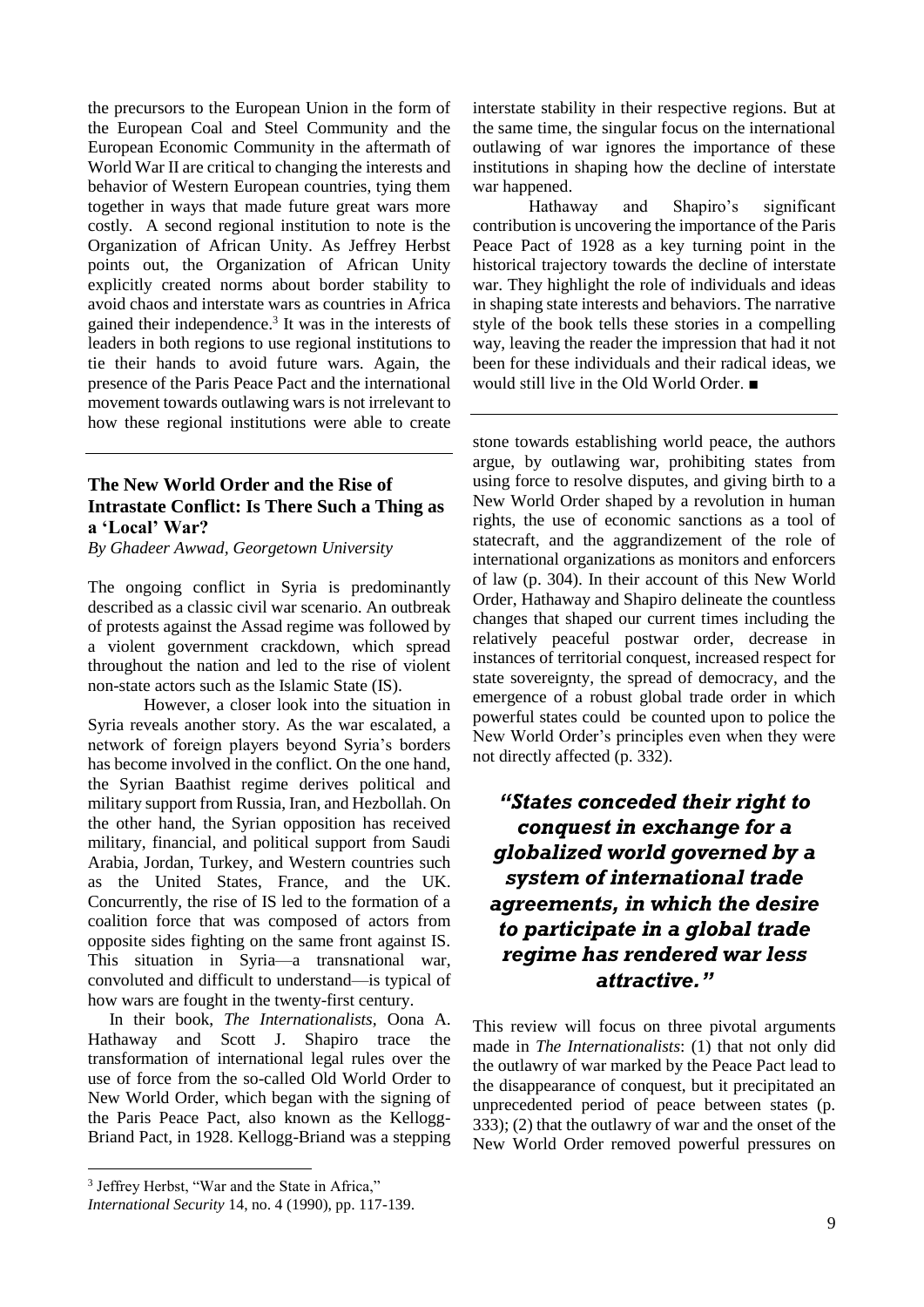the precursors to the European Union in the form of the European Coal and Steel Community and the European Economic Community in the aftermath of World War II are critical to changing the interests and behavior of Western European countries, tying them together in ways that made future great wars more costly. A second regional institution to note is the Organization of African Unity. As Jeffrey Herbst points out, the Organization of African Unity explicitly created norms about border stability to avoid chaos and interstate wars as countries in Africa gained their independence.[3] It was in the interests of leaders in both regions to use regional institutions to tie their hands to avoid future wars. Again, the presence of the Paris Peace Pact and the international movement towards outlawing wars is not irrelevant to how these regional institutions were able to create interstate stability in their respective regions. But at the same time, the singular focus on the international outlawing of war ignores the importance of these institutions in shaping how the decline of interstate war happened.

Hathaway and Shapiro's significant contribution is uncovering the importance of the Paris Peace Pact of 1928 as a key turning point in the historical trajectory towards the decline of interstate war. They highlight the role of individuals and ideas in shaping state interests and behaviors. The narrative style of the book tells these stories in a compelling way, leaving the reader the impression that had it not been for these individuals and their radical ideas, we would still live in the Old World Order. ■

## The New World Order and the Rise of Intrastate Conflict: Is There Such a Thing as a 'Local' War?

*By Ghadeer Awwad, Georgetown University*

The ongoing conflict in Syria is predominantly described as a classic civil war scenario. An outbreak of protests against the Assad regime was followed by a violent government crackdown, which spread throughout the nation and led to the rise of violent non-state actors such as the Islamic State (IS).

However, a closer look into the situation in Syria reveals another story. As the war escalated, a network of foreign players beyond Syria's borders has become involved in the conflict. On the one hand, the Syrian Baathist regime derives political and military support from Russia, Iran, and Hezbollah. On the other hand, the Syrian opposition has received military, financial, and political support from Saudi Arabia, Jordan, Turkey, and Western countries such as the United States, France, and the UK. Concurrently, the rise of IS led to the formation of a coalition force that was composed of actors from opposite sides fighting on the same front against IS. This situation in Syria—a transnational war, convoluted and difficult to understand—is typical of how wars are fought in the twenty-first century.

In their book, *The Internationalists*, Oona A. Hathaway and Scott J. Shapiro trace the transformation of international legal rules over the use of force from the so-called Old World Order to New World Order, which began with the signing of the Paris Peace Pact, also known as the Kellogg-Briand Pact, in 1928. Kellogg-Briand was a stepping stone towards establishing world peace, the authors argue, by outlawing war, prohibiting states from using force to resolve disputes, and giving birth to a New World Order shaped by a revolution in human rights, the use of economic sanctions as a tool of statecraft, and the aggrandizement of the role of international organizations as monitors and enforcers of law (p. 304). In their account of this New World Order, Hathaway and Shapiro delineate the countless changes that shaped our current times including the relatively peaceful postwar order, decrease in instances of territorial conquest, increased respect for state sovereignty, the spread of democracy, and the emergence of a robust global trade order in which powerful states could be counted upon to police the New World Order's principles even when they were not directly affected (p. 332).

> ***"States conceded their right to conquest in exchange for a globalized world governed by a system of international trade agreements, in which the desire to participate in a global trade regime has rendered war less attractive."***

This review will focus on three pivotal arguments made in *The Internationalists*: (1) that not only did the outlawry of war marked by the Peace Pact lead to the disappearance of conquest, but it precipitated an unprecedented period of peace between states (p. 333); (2) that the outlawry of war and the onset of the New World Order removed powerful pressures on

[3] Jeffrey Herbst, "War and the State in Africa," *International Security* 14, no. 4 (1990), pp. 117-139.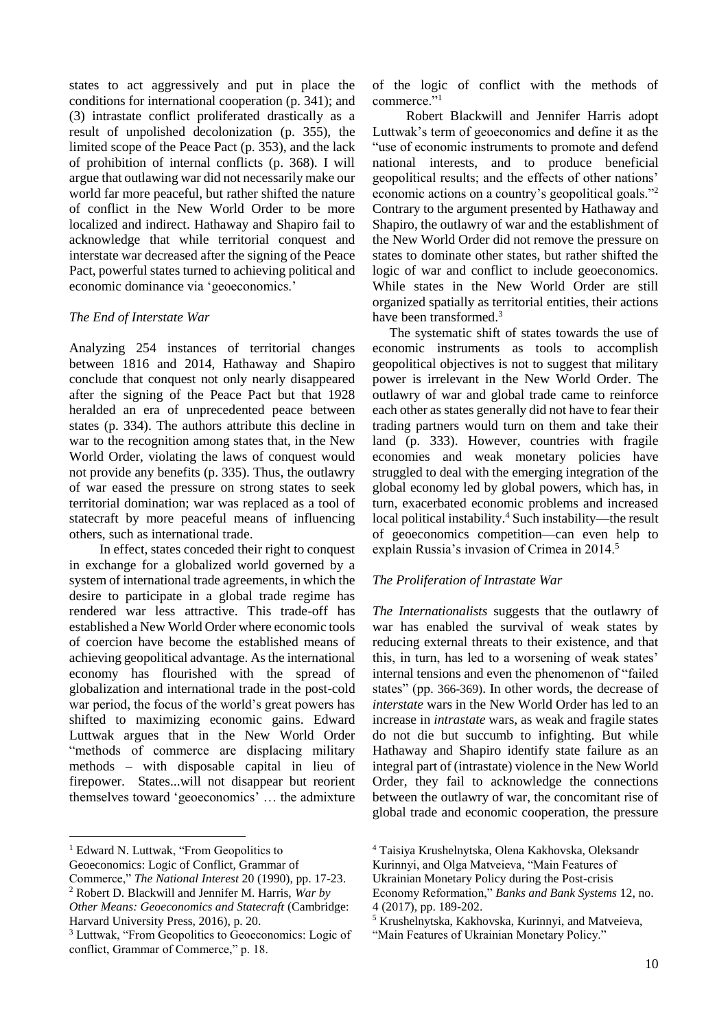states to act aggressively and put in place the conditions for international cooperation (p. 341); and (3) intrastate conflict proliferated drastically as a result of unpolished decolonization (p. 355), the limited scope of the Peace Pact (p. 353), and the lack of prohibition of internal conflicts (p. 368). I will argue that outlawing war did not necessarily make our world far more peaceful, but rather shifted the nature of conflict in the New World Order to be more localized and indirect. Hathaway and Shapiro fail to acknowledge that while territorial conquest and interstate war decreased after the signing of the Peace Pact, powerful states turned to achieving political and economic dominance via 'geoeconomics.'

*The End of Interstate War*

Analyzing 254 instances of territorial changes between 1816 and 2014, Hathaway and Shapiro conclude that conquest not only nearly disappeared after the signing of the Peace Pact but that 1928 heralded an era of unprecedented peace between states (p. 334). The authors attribute this decline in war to the recognition among states that, in the New World Order, violating the laws of conquest would not provide any benefits (p. 335). Thus, the outlawry of war eased the pressure on strong states to seek territorial domination; war was replaced as a tool of statecraft by more peaceful means of influencing others, such as international trade.

In effect, states conceded their right to conquest in exchange for a globalized world governed by a system of international trade agreements, in which the desire to participate in a global trade regime has rendered war less attractive. This trade-off has established a New World Order where economic tools of coercion have become the established means of achieving geopolitical advantage. As the international economy has flourished with the spread of globalization and international trade in the post-cold war period, the focus of the world's great powers has shifted to maximizing economic gains. Edward Luttwak argues that in the New World Order "methods of commerce are displacing military methods – with disposable capital in lieu of firepower. States...will not disappear but reorient themselves toward 'geoeconomics' … the admixture of the logic of conflict with the methods of commerce."[1]

Robert Blackwill and Jennifer Harris adopt Luttwak's term of geoeconomics and define it as the "use of economic instruments to promote and defend national interests, and to produce beneficial geopolitical results; and the effects of other nations' economic actions on a country's geopolitical goals."[2] Contrary to the argument presented by Hathaway and Shapiro, the outlawry of war and the establishment of the New World Order did not remove the pressure on states to dominate other states, but rather shifted the logic of war and conflict to include geoeconomics. While states in the New World Order are still organized spatially as territorial entities, their actions have been transformed.[3]

The systematic shift of states towards the use of economic instruments as tools to accomplish geopolitical objectives is not to suggest that military power is irrelevant in the New World Order. The outlawry of war and global trade came to reinforce each other as states generally did not have to fear their trading partners would turn on them and take their land (p. 333). However, countries with fragile economies and weak monetary policies have struggled to deal with the emerging integration of the global economy led by global powers, which has, in turn, exacerbated economic problems and increased local political instability.[4] Such instability—the result of geoeconomics competition—can even help to explain Russia's invasion of Crimea in 2014.[5]

*The Proliferation of Intrastate War*

*The Internationalists* suggests that the outlawry of war has enabled the survival of weak states by reducing external threats to their existence, and that this, in turn, has led to a worsening of weak states' internal tensions and even the phenomenon of "failed states" (pp. 366-369). In other words, the decrease of *interstate* wars in the New World Order has led to an increase in *intrastate* wars, as weak and fragile states do not die but succumb to infighting. But while Hathaway and Shapiro identify state failure as an integral part of (intrastate) violence in the New World Order, they fail to acknowledge the connections between the outlawry of war, the concomitant rise of global trade and economic cooperation, the pressure

---

[1] Edward N. Luttwak, "From Geopolitics to Geoeconomics: Logic of Conflict, Grammar of Commerce," *The National Interest* 20 (1990), pp. 17-23.

[2] Robert D. Blackwill and Jennifer M. Harris, *War by Other Means: Geoeconomics and Statecraft* (Cambridge: Harvard University Press, 2016), p. 20.

[3] Luttwak, "From Geopolitics to Geoeconomics: Logic of conflict, Grammar of Commerce," p. 18.

[4] Taisiya Krushelnytska, Olena Kakhovska, Oleksandr Kurinnyi, and Olga Matveieva, "Main Features of Ukrainian Monetary Policy during the Post-crisis Economy Reformation," *Banks and Bank Systems* 12, no. 4 (2017), pp. 189-202.

[5] Krushelnytska, Kakhovska, Kurinnyi, and Matveieva, "Main Features of Ukrainian Monetary Policy."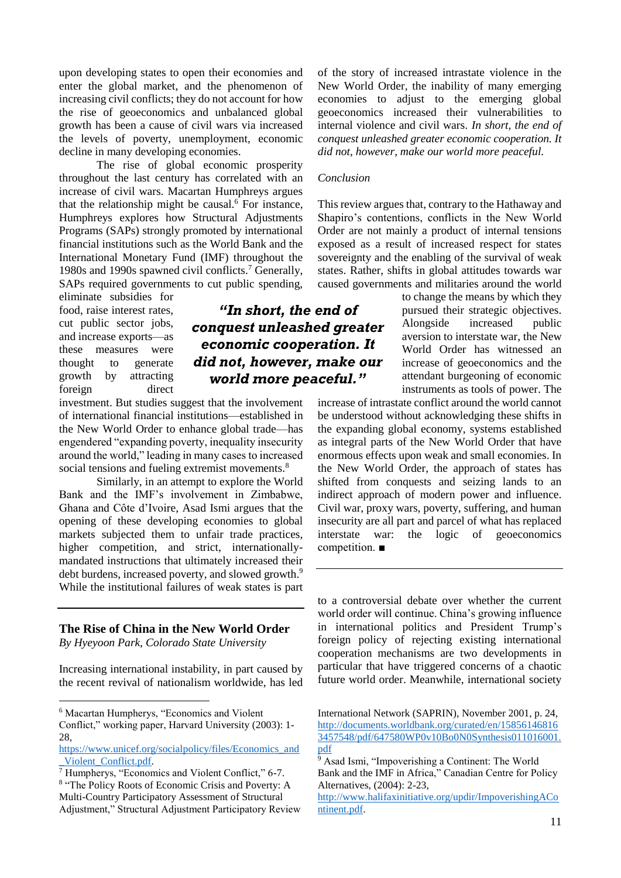upon developing states to open their economies and enter the global market, and the phenomenon of increasing civil conflicts; they do not account for how the rise of geoeconomics and unbalanced global growth has been a cause of civil wars via increased the levels of poverty, unemployment, economic decline in many developing economies.

The rise of global economic prosperity throughout the last century has correlated with an increase of civil wars. Macartan Humphreys argues that the relationship might be causal.[6] For instance, Humphreys explores how Structural Adjustments Programs (SAPs) strongly promoted by international financial institutions such as the World Bank and the International Monetary Fund (IMF) throughout the 1980s and 1990s spawned civil conflicts.[7] Generally, SAPs required governments to cut public spending, eliminate subsidies for food, raise interest rates, cut public sector jobs, and increase exports—as these measures were thought to generate growth by attracting foreign direct investment. But studies suggest that the involvement of international financial institutions—established in the New World Order to enhance global trade—has engendered "expanding poverty, inequality insecurity around the world," leading in many cases to increased social tensions and fueling extremist movements.[8]

> ***"In short, the end of conquest unleashed greater economic cooperation. It did not, however, make our world more peaceful."***

Similarly, in an attempt to explore the World Bank and the IMF's involvement in Zimbabwe, Ghana and Côte d'Ivoire, Asad Ismi argues that the opening of these developing economies to global markets subjected them to unfair trade practices, higher competition, and strict, internationally-mandated instructions that ultimately increased their debt burdens, increased poverty, and slowed growth.[9] While the institutional failures of weak states is part of the story of increased intrastate violence in the New World Order, the inability of many emerging economies to adjust to the emerging global geoeconomics increased their vulnerabilities to internal violence and civil wars. *In short, the end of conquest unleashed greater economic cooperation. It did not, however, make our world more peaceful.*

*Conclusion*

This review argues that, contrary to the Hathaway and Shapiro's contentions, conflicts in the New World Order are not mainly a product of internal tensions exposed as a result of increased respect for states sovereignty and the enabling of the survival of weak states. Rather, shifts in global attitudes towards war caused governments and militaries around the world to change the means by which they pursued their strategic objectives. Alongside increased public aversion to interstate war, the New World Order has witnessed an increase of geoeconomics and the attendant burgeoning of economic instruments as tools of power. The increase of intrastate conflict around the world cannot be understood without acknowledging these shifts in the expanding global economy, systems established as integral parts of the New World Order that have enormous effects upon weak and small economies. In the New World Order, the approach of states has shifted from conquests and seizing lands to an indirect approach of modern power and influence. Civil war, proxy wars, poverty, suffering, and human insecurity are all part and parcel of what has replaced interstate war: the logic of geoeconomics competition. ■

---

## The Rise of China in the New World Order

*By Hyeyoon Park, Colorado State University*

Increasing international instability, in part caused by the recent revival of nationalism worldwide, has led to a controversial debate over whether the current world order will continue. China's growing influence in international politics and President Trump's foreign policy of rejecting existing international cooperation mechanisms are two developments in particular that have triggered concerns of a chaotic future world order. Meanwhile, international society

---

[6] Macartan Humpherys, "Economics and Violent Conflict," working paper, Harvard University (2003): 1-28, https://www.unicef.org/socialpolicy/files/Economics_and_Violent_Conflict.pdf.

[7] Humpherys, "Economics and Violent Conflict," 6-7.

[8] "The Policy Roots of Economic Crisis and Poverty: A Multi-Country Participatory Assessment of Structural Adjustment," Structural Adjustment Participatory Review International Network (SAPRIN), November 2001, p. 24, http://documents.worldbank.org/curated/en/158561468163457548/pdf/647580WP0v10Bo0N0Synthesis011016001.pdf

[9] Asad Ismi, "Impoverishing a Continent: The World Bank and the IMF in Africa," Canadian Centre for Policy Alternatives, (2004): 2-23, http://www.halifaxinitiative.org/updir/ImpoverishingAContinent.pdf.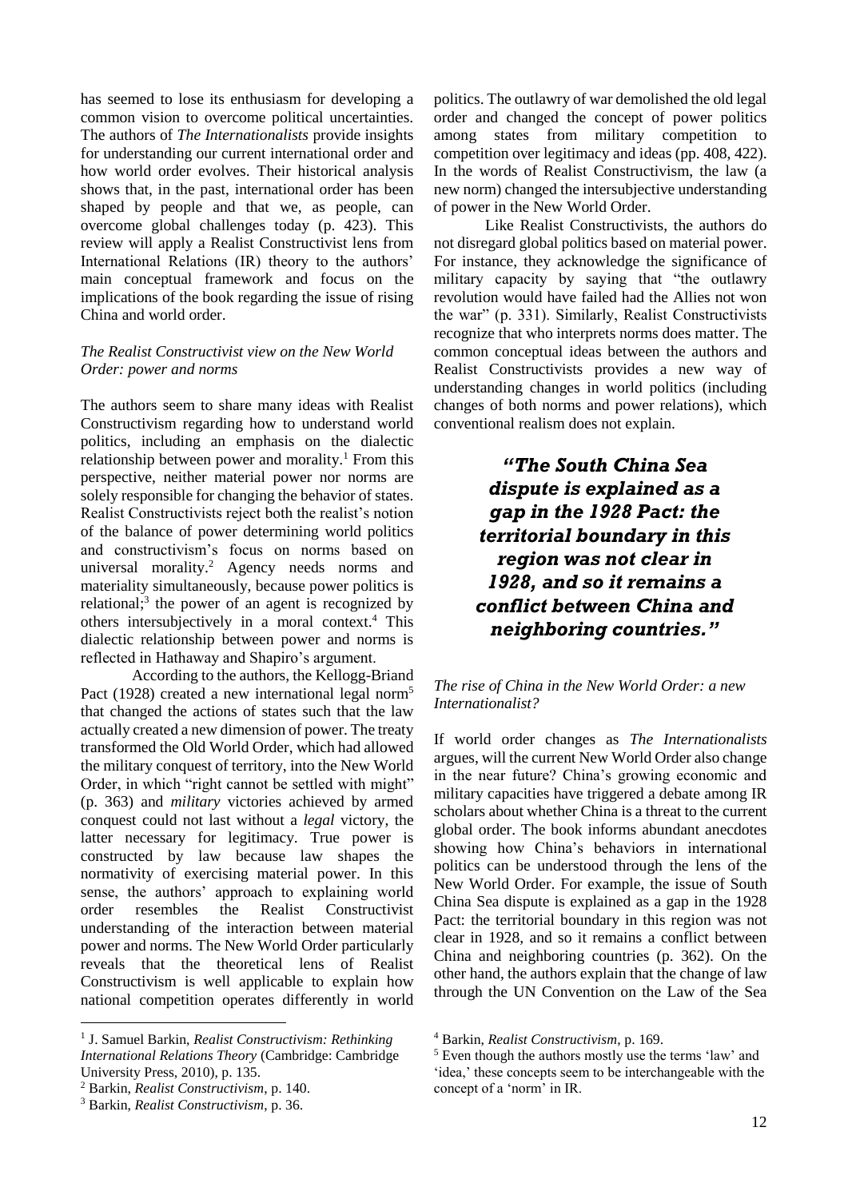has seemed to lose its enthusiasm for developing a common vision to overcome political uncertainties. The authors of *The Internationalists* provide insights for understanding our current international order and how world order evolves. Their historical analysis shows that, in the past, international order has been shaped by people and that we, as people, can overcome global challenges today (p. 423). This review will apply a Realist Constructivist lens from International Relations (IR) theory to the authors' main conceptual framework and focus on the implications of the book regarding the issue of rising China and world order.

### *The Realist Constructivist view on the New World Order: power and norms*

The authors seem to share many ideas with Realist Constructivism regarding how to understand world politics, including an emphasis on the dialectic relationship between power and morality.[1] From this perspective, neither material power nor norms are solely responsible for changing the behavior of states. Realist Constructivists reject both the realist's notion of the balance of power determining world politics and constructivism's focus on norms based on universal morality.[2] Agency needs norms and materiality simultaneously, because power politics is relational;[3] the power of an agent is recognized by others intersubjectively in a moral context.[4] This dialectic relationship between power and norms is reflected in Hathaway and Shapiro's argument.

According to the authors, the Kellogg-Briand Pact (1928) created a new international legal norm[5] that changed the actions of states such that the law actually created a new dimension of power. The treaty transformed the Old World Order, which had allowed the military conquest of territory, into the New World Order, in which "right cannot be settled with might" (p. 363) and *military* victories achieved by armed conquest could not last without a *legal* victory, the latter necessary for legitimacy. True power is constructed by law because law shapes the normativity of exercising material power. In this sense, the authors' approach to explaining world order resembles the Realist Constructivist understanding of the interaction between material power and norms. The New World Order particularly reveals that the theoretical lens of Realist Constructivism is well applicable to explain how national competition operates differently in world politics. The outlawry of war demolished the old legal order and changed the concept of power politics among states from military competition to competition over legitimacy and ideas (pp. 408, 422). In the words of Realist Constructivism, the law (a new norm) changed the intersubjective understanding of power in the New World Order.

Like Realist Constructivists, the authors do not disregard global politics based on material power. For instance, they acknowledge the significance of military capacity by saying that "the outlawry revolution would have failed had the Allies not won the war" (p. 331). Similarly, Realist Constructivists recognize that who interprets norms does matter. The common conceptual ideas between the authors and Realist Constructivists provides a new way of understanding changes in world politics (including changes of both norms and power relations), which conventional realism does not explain.

> ***"The South China Sea dispute is explained as a gap in the 1928 Pact: the territorial boundary in this region was not clear in 1928, and so it remains a conflict between China and neighboring countries."***

### *The rise of China in the New World Order: a new Internationalist?*

If world order changes as *The Internationalists* argues, will the current New World Order also change in the near future? China's growing economic and military capacities have triggered a debate among IR scholars about whether China is a threat to the current global order. The book informs abundant anecdotes showing how China's behaviors in international politics can be understood through the lens of the New World Order. For example, the issue of South China Sea dispute is explained as a gap in the 1928 Pact: the territorial boundary in this region was not clear in 1928, and so it remains a conflict between China and neighboring countries (p. 362). On the other hand, the authors explain that the change of law through the UN Convention on the Law of the Sea

---

[1] J. Samuel Barkin, *Realist Constructivism: Rethinking International Relations Theory* (Cambridge: Cambridge University Press, 2010), p. 135.

[2] Barkin, *Realist Constructivism*, p. 140.

[3] Barkin, *Realist Constructivism*, p. 36.

[4] Barkin, *Realist Constructivism*, p. 169.

[5] Even though the authors mostly use the terms 'law' and 'idea,' these concepts seem to be interchangeable with the concept of a 'norm' in IR.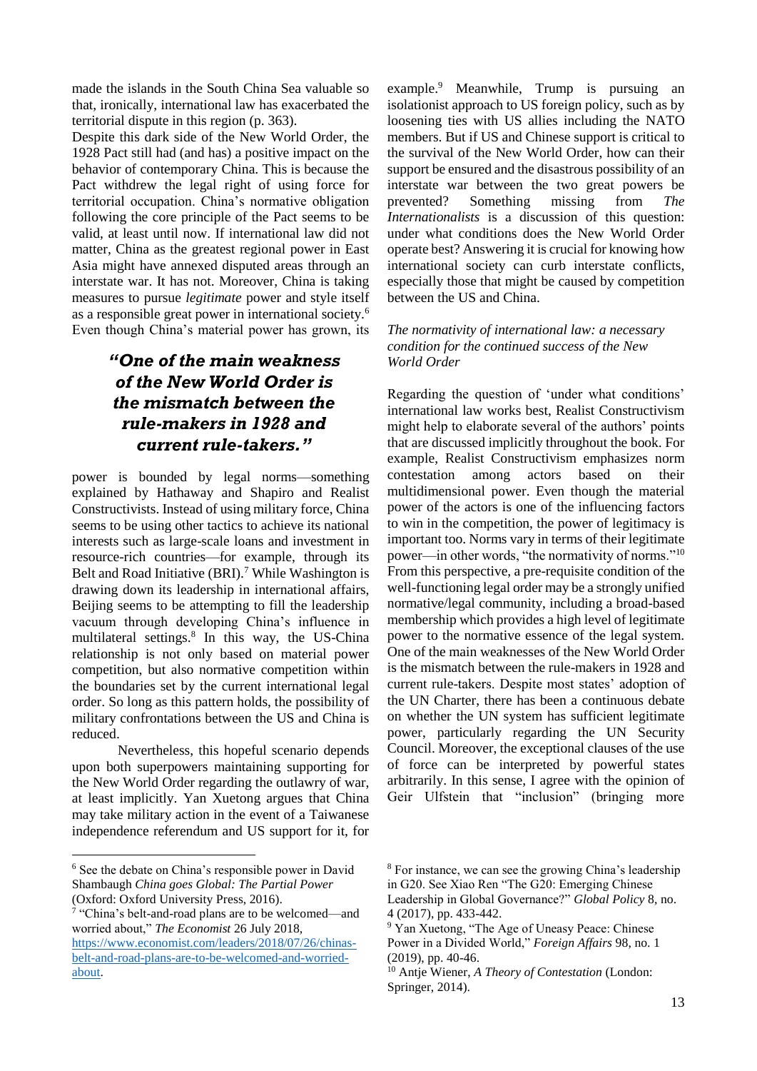made the islands in the South China Sea valuable so that, ironically, international law has exacerbated the territorial dispute in this region (p. 363).

Despite this dark side of the New World Order, the 1928 Pact still had (and has) a positive impact on the behavior of contemporary China. This is because the Pact withdrew the legal right of using force for territorial occupation. China's normative obligation following the core principle of the Pact seems to be valid, at least until now. If international law did not matter, China as the greatest regional power in East Asia might have annexed disputed areas through an interstate war. It has not. Moreover, China is taking measures to pursue *legitimate* power and style itself as a responsible great power in international society.[6] Even though China's material power has grown, its power is bounded by legal norms—something explained by Hathaway and Shapiro and Realist Constructivists. Instead of using military force, China seems to be using other tactics to achieve its national interests such as large-scale loans and investment in resource-rich countries—for example, through its Belt and Road Initiative (BRI).[7] While Washington is drawing down its leadership in international affairs, Beijing seems to be attempting to fill the leadership vacuum through developing China's influence in multilateral settings.[8] In this way, the US-China relationship is not only based on material power competition, but also normative competition within the boundaries set by the current international legal order. So long as this pattern holds, the possibility of military confrontations between the US and China is reduced.

> ***"One of the main weakness of the New World Order is the mismatch between the rule-makers in 1928 and current rule-takers."***

Nevertheless, this hopeful scenario depends upon both superpowers maintaining supporting for the New World Order regarding the outlawry of war, at least implicitly. Yan Xuetong argues that China may take military action in the event of a Taiwanese independence referendum and US support for it, for example.[9] Meanwhile, Trump is pursuing an isolationist approach to US foreign policy, such as by loosening ties with US allies including the NATO members. But if US and Chinese support is critical to the survival of the New World Order, how can their support be ensured and the disastrous possibility of an interstate war between the two great powers be prevented? Something missing from *The Internationalists* is a discussion of this question: under what conditions does the New World Order operate best? Answering it is crucial for knowing how international society can curb interstate conflicts, especially those that might be caused by competition between the US and China.

*The normativity of international law: a necessary condition for the continued success of the New World Order*

Regarding the question of 'under what conditions' international law works best, Realist Constructivism might help to elaborate several of the authors' points that are discussed implicitly throughout the book. For example, Realist Constructivism emphasizes norm contestation among actors based on their multidimensional power. Even though the material power of the actors is one of the influencing factors to win in the competition, the power of legitimacy is important too. Norms vary in terms of their legitimate power—in other words, "the normativity of norms."[10] From this perspective, a pre-requisite condition of the well-functioning legal order may be a strongly unified normative/legal community, including a broad-based membership which provides a high level of legitimate power to the normative essence of the legal system. One of the main weaknesses of the New World Order is the mismatch between the rule-makers in 1928 and current rule-takers. Despite most states' adoption of the UN Charter, there has been a continuous debate on whether the UN system has sufficient legitimate power, particularly regarding the UN Security Council. Moreover, the exceptional clauses of the use of force can be interpreted by powerful states arbitrarily. In this sense, I agree with the opinion of Geir Ulfstein that "inclusion" (bringing more

---

[6] See the debate on China's responsible power in David Shambaugh *China goes Global: The Partial Power* (Oxford: Oxford University Press, 2016).

[7] "China's belt-and-road plans are to be welcomed—and worried about," *The Economist* 26 July 2018, https://www.economist.com/leaders/2018/07/26/chinas-belt-and-road-plans-are-to-be-welcomed-and-worried-about.

[8] For instance, we can see the growing China's leadership in G20. See Xiao Ren "The G20: Emerging Chinese Leadership in Global Governance?" *Global Policy* 8, no. 4 (2017), pp. 433-442.

[9] Yan Xuetong, "The Age of Uneasy Peace: Chinese Power in a Divided World," *Foreign Affairs* 98, no. 1 (2019), pp. 40-46.

[10] Antje Wiener, *A Theory of Contestation* (London: Springer, 2014).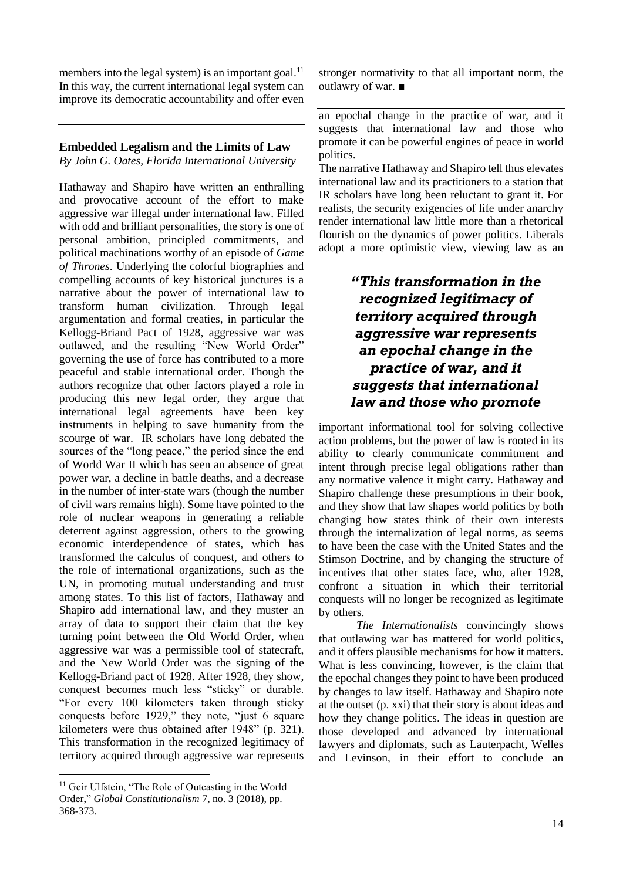members into the legal system) is an important goal.[11] In this way, the current international legal system can improve its democratic accountability and offer even stronger normativity to that all important norm, the outlawry of war. ■

## Embedded Legalism and the Limits of Law

*By John G. Oates, Florida International University*

Hathaway and Shapiro have written an enthralling and provocative account of the effort to make aggressive war illegal under international law. Filled with odd and brilliant personalities, the story is one of personal ambition, principled commitments, and political machinations worthy of an episode of *Game of Thrones*. Underlying the colorful biographies and compelling accounts of key historical junctures is a narrative about the power of international law to transform human civilization. Through legal argumentation and formal treaties, in particular the Kellogg-Briand Pact of 1928, aggressive war was outlawed, and the resulting "New World Order" governing the use of force has contributed to a more peaceful and stable international order. Though the authors recognize that other factors played a role in producing this new legal order, they argue that international legal agreements have been key instruments in helping to save humanity from the scourge of war. IR scholars have long debated the sources of the "long peace," the period since the end of World War II which has seen an absence of great power war, a decline in battle deaths, and a decrease in the number of inter-state wars (though the number of civil wars remains high). Some have pointed to the role of nuclear weapons in generating a reliable deterrent against aggression, others to the growing economic interdependence of states, which has transformed the calculus of conquest, and others to the role of international organizations, such as the UN, in promoting mutual understanding and trust among states. To this list of factors, Hathaway and Shapiro add international law, and they muster an array of data to support their claim that the key turning point between the Old World Order, when aggressive war was a permissible tool of statecraft, and the New World Order was the signing of the Kellogg-Briand pact of 1928. After 1928, they show, conquest becomes much less "sticky" or durable. "For every 100 kilometers taken through sticky conquests before 1929," they note, "just 6 square kilometers were thus obtained after 1948" (p. 321). This transformation in the recognized legitimacy of territory acquired through aggressive war represents an epochal change in the practice of war, and it suggests that international law and those who promote it can be powerful engines of peace in world politics.

The narrative Hathaway and Shapiro tell thus elevates international law and its practitioners to a station that IR scholars have long been reluctant to grant it. For realists, the security exigencies of life under anarchy render international law little more than a rhetorical flourish on the dynamics of power politics. Liberals adopt a more optimistic view, viewing law as an important informational tool for solving collective action problems, but the power of law is rooted in its ability to clearly communicate commitment and intent through precise legal obligations rather than any normative valence it might carry. Hathaway and Shapiro challenge these presumptions in their book, and they show that law shapes world politics by both changing how states think of their own interests through the internalization of legal norms, as seems to have been the case with the United States and the Stimson Doctrine, and by changing the structure of incentives that other states face, who, after 1928, confront a situation in which their territorial conquests will no longer be recognized as legitimate by others.

> ***"This transformation in the recognized legitimacy of territory acquired through aggressive war represents an epochal change in the practice of war, and it suggests that international law and those who promote***

*The Internationalists* convincingly shows that outlawing war has mattered for world politics, and it offers plausible mechanisms for how it matters. What is less convincing, however, is the claim that the epochal changes they point to have been produced by changes to law itself. Hathaway and Shapiro note at the outset (p. xxi) that their story is about ideas and how they change politics. The ideas in question are those developed and advanced by international lawyers and diplomats, such as Lauterpacht, Welles and Levinson, in their effort to conclude an

[11] Geir Ulfstein, "The Role of Outcasting in the World Order," *Global Constitutionalism* 7, no. 3 (2018), pp. 368-373.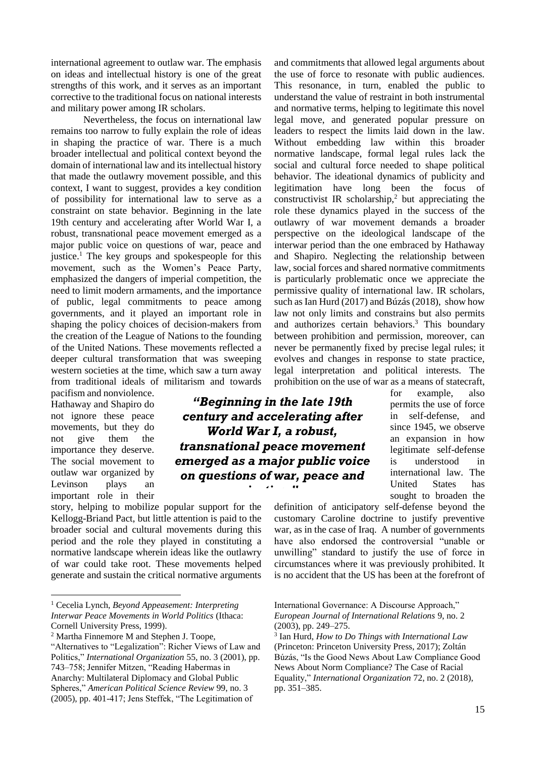international agreement to outlaw war. The emphasis on ideas and intellectual history is one of the great strengths of this work, and it serves as an important corrective to the traditional focus on national interests and military power among IR scholars.

Nevertheless, the focus on international law remains too narrow to fully explain the role of ideas in shaping the practice of war. There is a much broader intellectual and political context beyond the domain of international law and its intellectual history that made the outlawry movement possible, and this context, I want to suggest, provides a key condition of possibility for international law to serve as a constraint on state behavior. Beginning in the late 19th century and accelerating after World War I, a robust, transnational peace movement emerged as a major public voice on questions of war, peace and justice.[1] The key groups and spokespeople for this movement, such as the Women's Peace Party, emphasized the dangers of imperial competition, the need to limit modern armaments, and the importance of public, legal commitments to peace among governments, and it played an important role in shaping the policy choices of decision-makers from the creation of the League of Nations to the founding of the United Nations. These movements reflected a deeper cultural transformation that was sweeping western societies at the time, which saw a turn away from traditional ideals of militarism and towards pacifism and nonviolence. Hathaway and Shapiro do not ignore these peace movements, but they do not give them the importance they deserve. The social movement to outlaw war organized by Levinson plays an important role in their story, helping to mobilize popular support for the Kellogg-Briand Pact, but little attention is paid to the broader social and cultural movements during this period and the role they played in constituting a normative landscape wherein ideas like the outlawry of war could take root. These movements helped generate and sustain the critical normative arguments and commitments that allowed legal arguments about the use of force to resonate with public audiences. This resonance, in turn, enabled the public to understand the value of restraint in both instrumental and normative terms, helping to legitimate this novel legal move, and generated popular pressure on leaders to respect the limits laid down in the law. Without embedding law within this broader normative landscape, formal legal rules lack the social and cultural force needed to shape political behavior. The ideational dynamics of publicity and legitimation have long been the focus of constructivist IR scholarship,[2] but appreciating the role these dynamics played in the success of the outlawry of war movement demands a broader perspective on the ideological landscape of the interwar period than the one embraced by Hathaway and Shapiro. Neglecting the relationship between law, social forces and shared normative commitments is particularly problematic once we appreciate the permissive quality of international law. IR scholars, such as Ian Hurd (2017) and Búzás (2018), show how law not only limits and constrains but also permits and authorizes certain behaviors.[3] This boundary between prohibition and permission, moreover, can never be permanently fixed by precise legal rules; it evolves and changes in response to state practice, legal interpretation and political interests. The prohibition on the use of war as a means of statecraft, for example, also permits the use of force in self-defense, and since 1945, we observe an expansion in how legitimate self-defense is understood in international law. The United States has sought to broaden the definition of anticipatory self-defense beyond the customary Caroline doctrine to justify preventive war, as in the case of Iraq. A number of governments have also endorsed the controversial "unable or unwilling" standard to justify the use of force in circumstances where it was previously prohibited. It is no accident that the US has been at the forefront of

> ***"Beginning in the late 19th century and accelerating after World War I, a robust, transnational peace movement emerged as a major public voice on questions of war, peace and justice."***

---

[1] Cecelia Lynch, *Beyond Appeasement: Interpreting Interwar Peace Movements in World Politics* (Ithaca: Cornell University Press, 1999).

[2] Martha Finnemore M and Stephen J. Toope, "Alternatives to "Legalization": Richer Views of Law and Politics," *International Organization* 55, no. 3 (2001), pp. 743–758; Jennifer Mitzen, "Reading Habermas in Anarchy: Multilateral Diplomacy and Global Public Spheres," *American Political Science Review* 99, no. 3 (2005), pp. 401-417; Jens Steffek, "The Legitimation of International Governance: A Discourse Approach," *European Journal of International Relations* 9, no. 2 (2003), pp. 249–275.

[3] Ian Hurd, *How to Do Things with International Law* (Princeton: Princeton University Press, 2017); Zoltán Búzás, "Is the Good News About Law Compliance Good News About Norm Compliance? The Case of Racial Equality," *International Organization* 72, no. 2 (2018), pp. 351–385.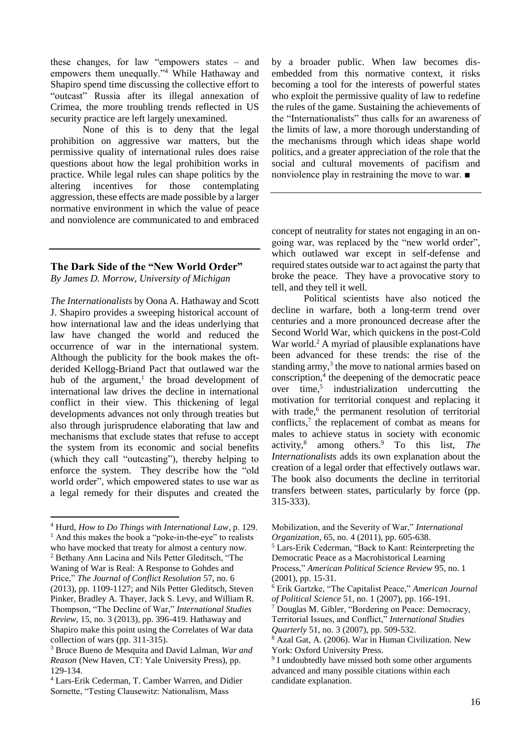these changes, for law "empowers states – and empowers them unequally."[4] While Hathaway and Shapiro spend time discussing the collective effort to "outcast" Russia after its illegal annexation of Crimea, the more troubling trends reflected in US security practice are left largely unexamined.

None of this is to deny that the legal prohibition on aggressive war matters, but the permissive quality of international rules does raise questions about how the legal prohibition works in practice. While legal rules can shape politics by the altering incentives for those contemplating aggression, these effects are made possible by a larger normative environment in which the value of peace and nonviolence are communicated to and embraced by a broader public. When law becomes dis-embedded from this normative context, it risks becoming a tool for the interests of powerful states who exploit the permissive quality of law to redefine the rules of the game. Sustaining the achievements of the "Internationalists" thus calls for an awareness of the limits of law, a more thorough understanding of the mechanisms through which ideas shape world politics, and a greater appreciation of the role that the social and cultural movements of pacifism and nonviolence play in restraining the move to war. ■

[4] Hurd, *How to Do Things with International Law*, p. 129.

---

## The Dark Side of the "New World Order"

*By James D. Morrow, University of Michigan*

*The Internationalists* by Oona A. Hathaway and Scott J. Shapiro provides a sweeping historical account of how international law and the ideas underlying that law have changed the world and reduced the occurrence of war in the international system. Although the publicity for the book makes the oft-derided Kellogg-Briand Pact that outlawed war the hub of the argument,[1] the broad development of international law drives the decline in international conflict in their view. This thickening of legal developments advances not only through treaties but also through jurisprudence elaborating that law and mechanisms that exclude states that refuse to accept the system from its economic and social benefits (which they call "outcasting"), thereby helping to enforce the system. They describe how the "old world order", which empowered states to use war as a legal remedy for their disputes and created the concept of neutrality for states not engaging in an on-going war, was replaced by the "new world order", which outlawed war except in self-defense and required states outside war to act against the party that broke the peace. They have a provocative story to tell, and they tell it well.

Political scientists have also noticed the decline in warfare, both a long-term trend over centuries and a more pronounced decrease after the Second World War, which quickens in the post-Cold War world.[2] A myriad of plausible explanations have been advanced for these trends: the rise of the standing army,[3] the move to national armies based on conscription,[4] the deepening of the democratic peace over time,[5] industrialization undercutting the motivation for territorial conquest and replacing it with trade,[6] the permanent resolution of territorial conflicts,[7] the replacement of combat as means for males to achieve status in society with economic activity,[8] among others.[9] To this list, *The Internationalists* adds its own explanation about the creation of a legal order that effectively outlaws war. The book also documents the decline in territorial transfers between states, particularly by force (pp. 315-333).

[1] And this makes the book a "poke-in-the-eye" to realists who have mocked that treaty for almost a century now.

[2] Bethany Ann Lacina and Nils Petter Gleditsch, "The Waning of War is Real: A Response to Gohdes and Price," *The Journal of Conflict Resolution* 57, no. 6 (2013), pp. 1109-1127; and Nils Petter Gleditsch, Steven Pinker, Bradley A. Thayer, Jack S. Levy, and William R. Thompson, "The Decline of War," *International Studies Review*, 15, no. 3 (2013), pp. 396-419. Hathaway and Shapiro make this point using the Correlates of War data collection of wars (pp. 311-315).

[3] Bruce Bueno de Mesquita and David Lalman, *War and Reason* (New Haven, CT: Yale University Press), pp. 129-134.

[4] Lars-Erik Cederman, T. Camber Warren, and Didier Sornette, "Testing Clausewitz: Nationalism, Mass Mobilization, and the Severity of War," *International Organization*, 65, no. 4 (2011), pp. 605-638.

[5] Lars-Erik Cederman, "Back to Kant: Reinterpreting the Democratic Peace as a Macrohistorical Learning Process," *American Political Science Review* 95, no. 1 (2001), pp. 15-31.

[6] Erik Gartzke, "The Capitalist Peace," *American Journal of Political Science* 51, no. 1 (2007), pp. 166-191.

[7] Douglas M. Gibler, "Bordering on Peace: Democracy, Territorial Issues, and Conflict," *International Studies Quarterly* 51, no. 3 (2007), pp. 509-532.

[8] Azal Gat, A. (2006). War in Human Civilization. New York: Oxford University Press.

[9] I undoubtedly have missed both some other arguments advanced and many possible citations within each candidate explanation.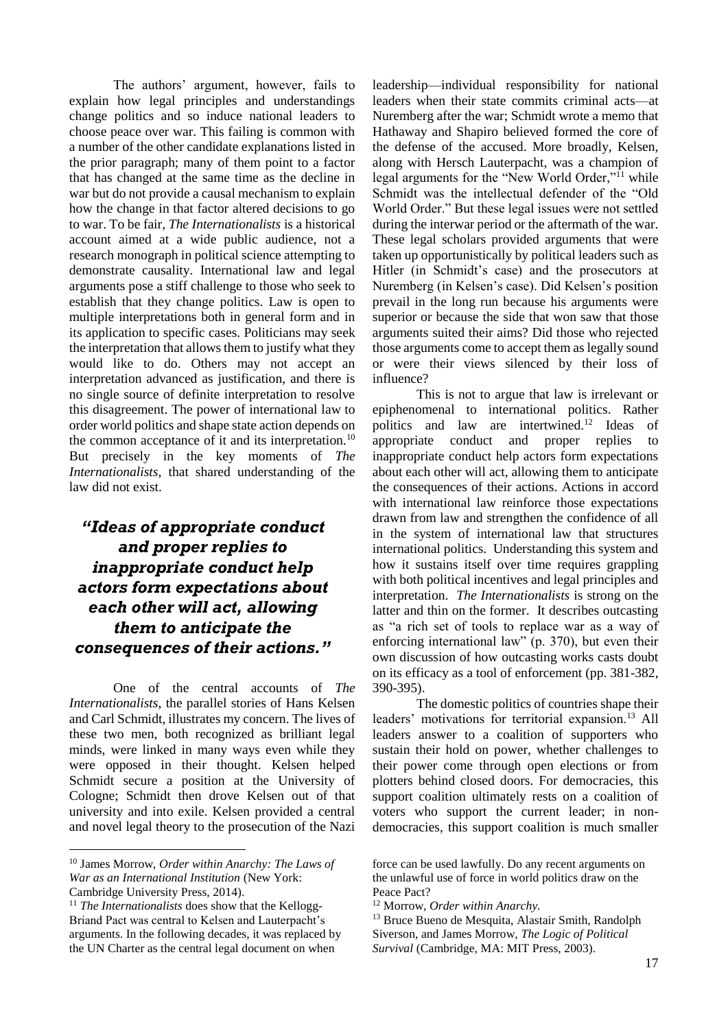The authors' argument, however, fails to explain how legal principles and understandings change politics and so induce national leaders to choose peace over war. This failing is common with a number of the other candidate explanations listed in the prior paragraph; many of them point to a factor that has changed at the same time as the decline in war but do not provide a causal mechanism to explain how the change in that factor altered decisions to go to war. To be fair, *The Internationalists* is a historical account aimed at a wide public audience, not a research monograph in political science attempting to demonstrate causality. International law and legal arguments pose a stiff challenge to those who seek to establish that they change politics. Law is open to multiple interpretations both in general form and in its application to specific cases. Politicians may seek the interpretation that allows them to justify what they would like to do. Others may not accept an interpretation advanced as justification, and there is no single source of definite interpretation to resolve this disagreement. The power of international law to order world politics and shape state action depends on the common acceptance of it and its interpretation.[10] But precisely in the key moments of *The Internationalists*, that shared understanding of the law did not exist.

> ***"Ideas of appropriate conduct and proper replies to inappropriate conduct help actors form expectations about each other will act, allowing them to anticipate the consequences of their actions."***

One of the central accounts of *The Internationalists*, the parallel stories of Hans Kelsen and Carl Schmidt, illustrates my concern. The lives of these two men, both recognized as brilliant legal minds, were linked in many ways even while they were opposed in their thought. Kelsen helped Schmidt secure a position at the University of Cologne; Schmidt then drove Kelsen out of that university and into exile. Kelsen provided a central and novel legal theory to the prosecution of the Nazi leadership—individual responsibility for national leaders when their state commits criminal acts—at Nuremberg after the war; Schmidt wrote a memo that Hathaway and Shapiro believed formed the core of the defense of the accused. More broadly, Kelsen, along with Hersch Lauterpacht, was a champion of legal arguments for the "New World Order,"[11] while Schmidt was the intellectual defender of the "Old World Order." But these legal issues were not settled during the interwar period or the aftermath of the war. These legal scholars provided arguments that were taken up opportunistically by political leaders such as Hitler (in Schmidt's case) and the prosecutors at Nuremberg (in Kelsen's case). Did Kelsen's position prevail in the long run because his arguments were superior or because the side that won saw that those arguments suited their aims? Did those who rejected those arguments come to accept them as legally sound or were their views silenced by their loss of influence?

This is not to argue that law is irrelevant or epiphenomenal to international politics. Rather politics and law are intertwined.[12] Ideas of appropriate conduct and proper replies to inappropriate conduct help actors form expectations about each other will act, allowing them to anticipate the consequences of their actions. Actions in accord with international law reinforce those expectations drawn from law and strengthen the confidence of all in the system of international law that structures international politics. Understanding this system and how it sustains itself over time requires grappling with both political incentives and legal principles and interpretation. *The Internationalists* is strong on the latter and thin on the former. It describes outcasting as "a rich set of tools to replace war as a way of enforcing international law" (p. 370), but even their own discussion of how outcasting works casts doubt on its efficacy as a tool of enforcement (pp. 381-382, 390-395).

The domestic politics of countries shape their leaders' motivations for territorial expansion.[13] All leaders answer to a coalition of supporters who sustain their hold on power, whether challenges to their power come through open elections or from plotters behind closed doors. For democracies, this support coalition ultimately rests on a coalition of voters who support the current leader; in non-democracies, this support coalition is much smaller

---

[10] James Morrow, *Order within Anarchy: The Laws of War as an International Institution* (New York: Cambridge University Press, 2014).

[11] *The Internationalists* does show that the Kellogg-Briand Pact was central to Kelsen and Lauterpacht's arguments. In the following decades, it was replaced by the UN Charter as the central legal document on when force can be used lawfully. Do any recent arguments on the unlawful use of force in world politics draw on the Peace Pact?

[12] Morrow, *Order within Anarchy.*

[13] Bruce Bueno de Mesquita, Alastair Smith, Randolph Siverson, and James Morrow, *The Logic of Political Survival* (Cambridge, MA: MIT Press, 2003).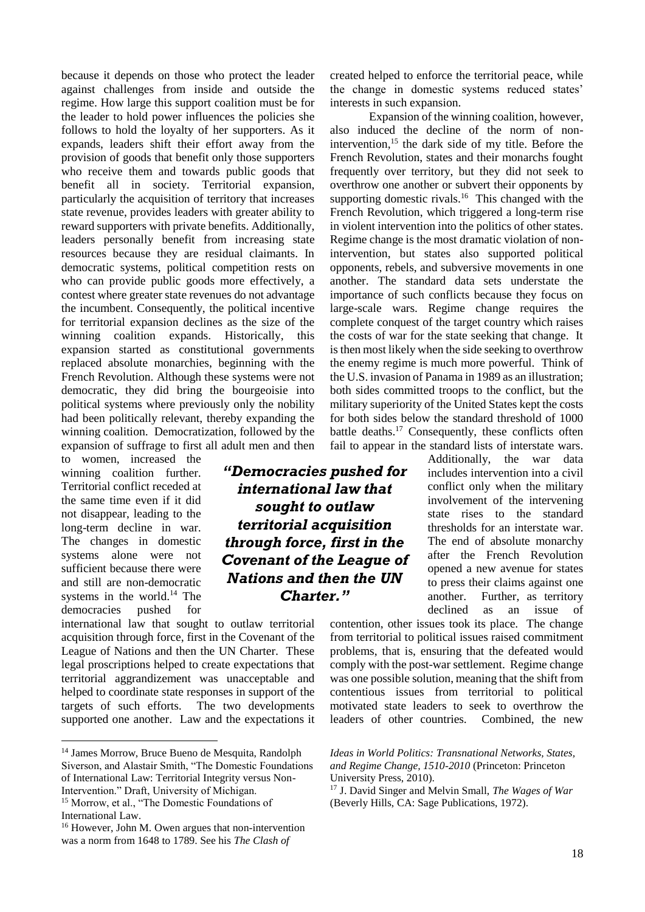because it depends on those who protect the leader against challenges from inside and outside the regime. How large this support coalition must be for the leader to hold power influences the policies she follows to hold the loyalty of her supporters. As it expands, leaders shift their effort away from the provision of goods that benefit only those supporters who receive them and towards public goods that benefit all in society. Territorial expansion, particularly the acquisition of territory that increases state revenue, provides leaders with greater ability to reward supporters with private benefits. Additionally, leaders personally benefit from increasing state resources because they are residual claimants. In democratic systems, political competition rests on who can provide public goods more effectively, a contest where greater state revenues do not advantage the incumbent. Consequently, the political incentive for territorial expansion declines as the size of the winning coalition expands. Historically, this expansion started as constitutional governments replaced absolute monarchies, beginning with the French Revolution. Although these systems were not democratic, they did bring the bourgeoisie into political systems where previously only the nobility had been politically relevant, thereby expanding the winning coalition. Democratization, followed by the expansion of suffrage to first all adult men and then to women, increased the winning coalition further. Territorial conflict receded at the same time even if it did not disappear, leading to the long-term decline in war. The changes in domestic systems alone were not sufficient because there were and still are non-democratic systems in the world.[14] The democracies pushed for international law that sought to outlaw territorial acquisition through force, first in the Covenant of the League of Nations and then the UN Charter. These legal proscriptions helped to create expectations that territorial aggrandizement was unacceptable and helped to coordinate state responses in support of the targets of such efforts. The two developments supported one another. Law and the expectations it created helped to enforce the territorial peace, while the change in domestic systems reduced states' interests in such expansion.

> ***"Democracies pushed for international law that sought to outlaw territorial acquisition through force, first in the Covenant of the League of Nations and then the UN Charter."***

Expansion of the winning coalition, however, also induced the decline of the norm of non-intervention,[15] the dark side of my title. Before the French Revolution, states and their monarchs fought frequently over territory, but they did not seek to overthrow one another or subvert their opponents by supporting domestic rivals.[16] This changed with the French Revolution, which triggered a long-term rise in violent intervention into the politics of other states. Regime change is the most dramatic violation of non-intervention, but states also supported political opponents, rebels, and subversive movements in one another. The standard data sets understate the importance of such conflicts because they focus on large-scale wars. Regime change requires the complete conquest of the target country which raises the costs of war for the state seeking that change. It is then most likely when the side seeking to overthrow the enemy regime is much more powerful. Think of the U.S. invasion of Panama in 1989 as an illustration; both sides committed troops to the conflict, but the military superiority of the United States kept the costs for both sides below the standard threshold of 1000 battle deaths.[17] Consequently, these conflicts often fail to appear in the standard lists of interstate wars. Additionally, the war data includes intervention into a civil conflict only when the military involvement of the intervening state rises to the standard thresholds for an interstate war. The end of absolute monarchy after the French Revolution opened a new avenue for states to press their claims against one another. Further, as territory declined as an issue of contention, other issues took its place. The change from territorial to political issues raised commitment problems, that is, ensuring that the defeated would comply with the post-war settlement. Regime change was one possible solution, meaning that the shift from contentious issues from territorial to political motivated state leaders to seek to overthrow the leaders of other countries. Combined, the new

---

[14] James Morrow, Bruce Bueno de Mesquita, Randolph Siverson, and Alastair Smith, "The Domestic Foundations of International Law: Territorial Integrity versus Non-Intervention." Draft, University of Michigan.

[15] Morrow, et al., "The Domestic Foundations of International Law.

[16] However, John M. Owen argues that non-intervention was a norm from 1648 to 1789. See his *The Clash of Ideas in World Politics: Transnational Networks, States, and Regime Change, 1510-2010* (Princeton: Princeton University Press, 2010).

[17] J. David Singer and Melvin Small, *The Wages of War* (Beverly Hills, CA: Sage Publications, 1972).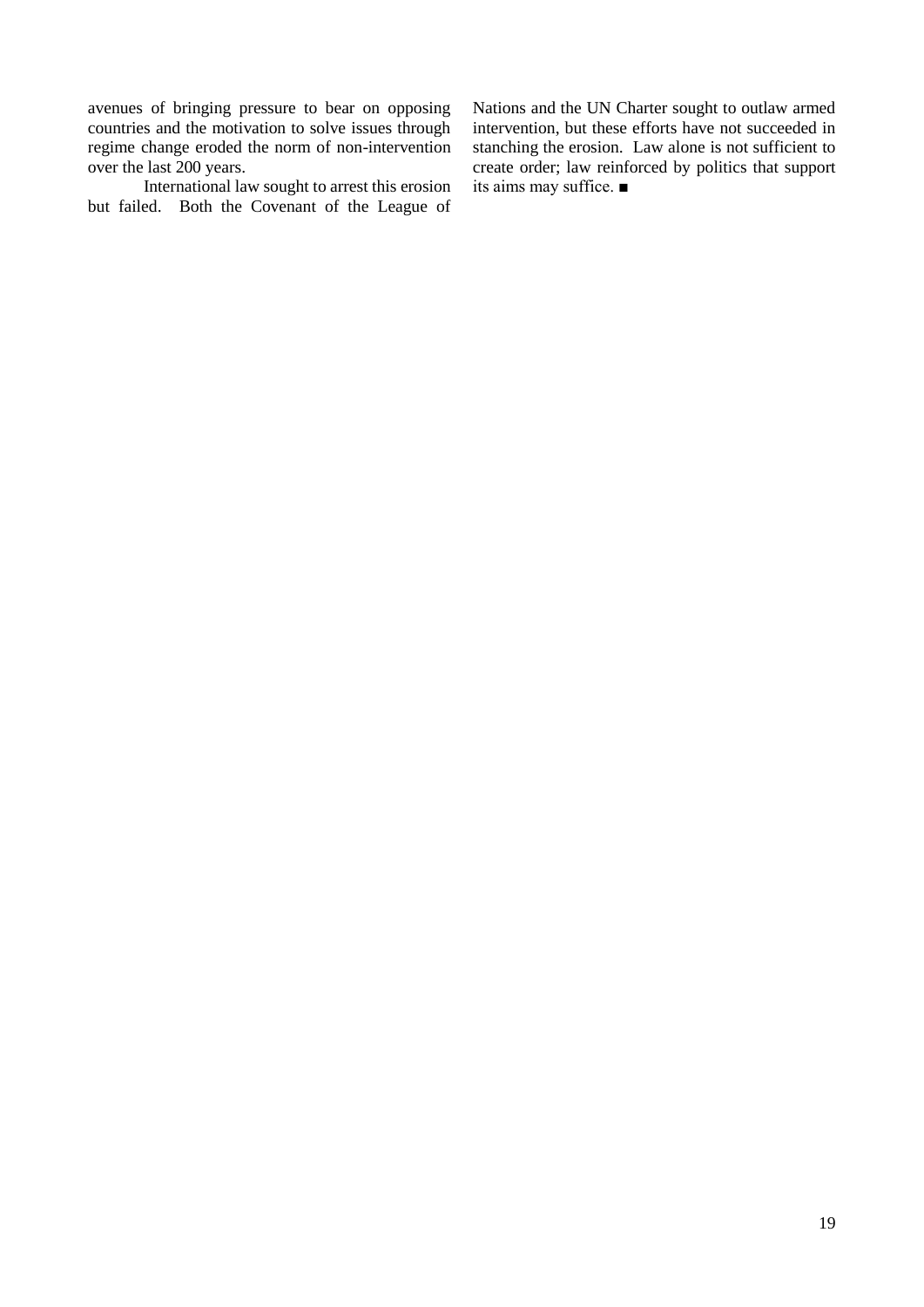avenues of bringing pressure to bear on opposing countries and the motivation to solve issues through regime change eroded the norm of non-intervention over the last 200 years.

International law sought to arrest this erosion but failed. Both the Covenant of the League of Nations and the UN Charter sought to outlaw armed intervention, but these efforts have not succeeded in stanching the erosion. Law alone is not sufficient to create order; law reinforced by politics that support its aims may suffice. ■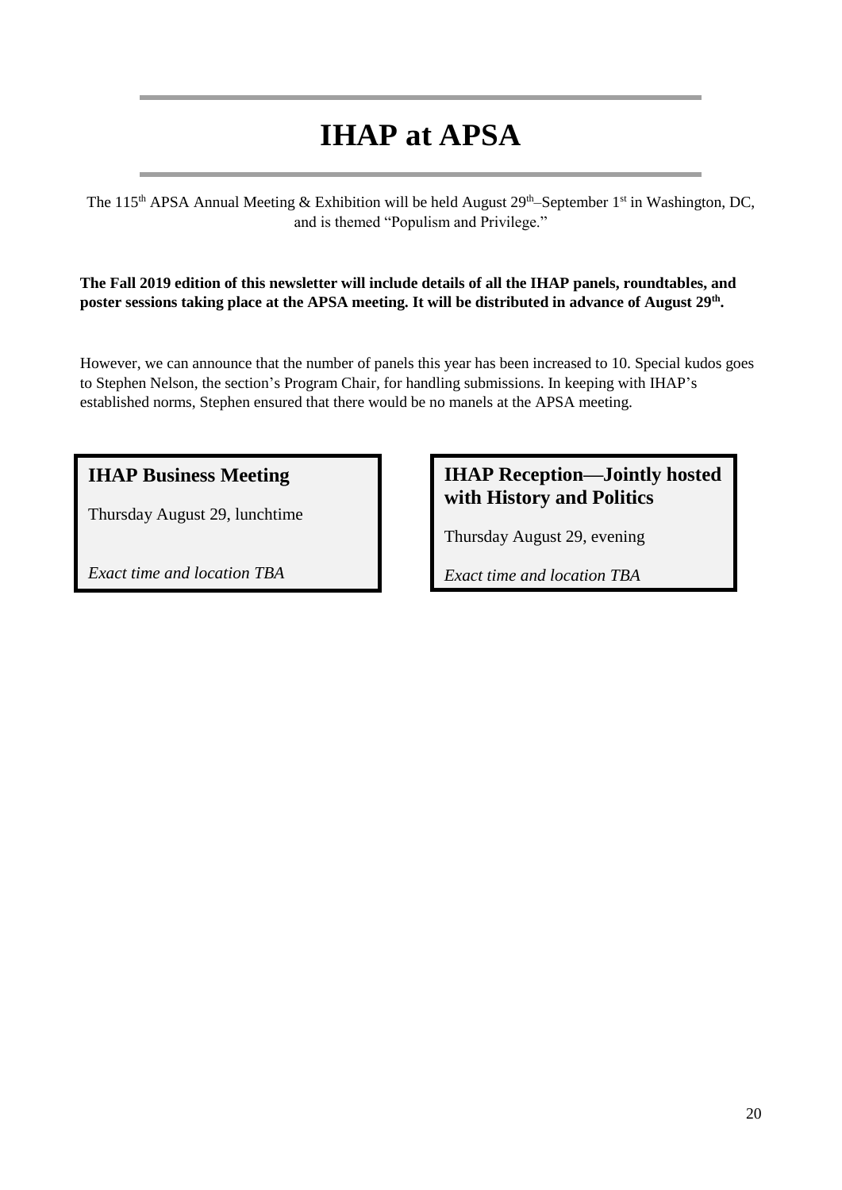# IHAP at APSA

The 115th APSA Annual Meeting & Exhibition will be held August 29th–September 1st in Washington, DC, and is themed "Populism and Privilege."

**The Fall 2019 edition of this newsletter will include details of all the IHAP panels, roundtables, and poster sessions taking place at the APSA meeting. It will be distributed in advance of August 29th.**

However, we can announce that the number of panels this year has been increased to 10. Special kudos goes to Stephen Nelson, the section's Program Chair, for handling submissions. In keeping with IHAP's established norms, Stephen ensured that there would be no manels at the APSA meeting.

### IHAP Business Meeting

Thursday August 29, lunchtime

*Exact time and location TBA*

### IHAP Reception—Jointly hosted with History and Politics

Thursday August 29, evening

*Exact time and location TBA*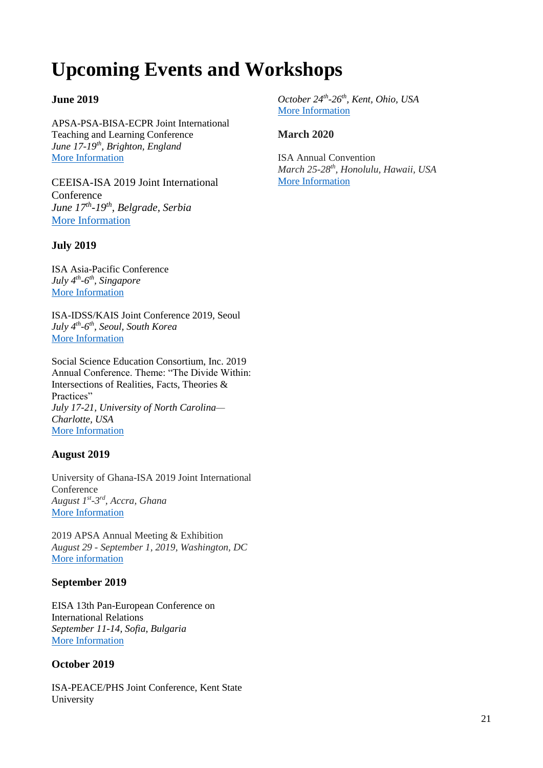# Upcoming Events and Workshops

### June 2019

APSA-PSA-BISA-ECPR Joint International Teaching and Learning Conference
*June 17-19th, Brighton, England*
More Information

CEEISA-ISA 2019 Joint International Conference
*June 17th-19th, Belgrade, Serbia*
More Information

### July 2019

ISA Asia-Pacific Conference
*July 4th-6th, Singapore*
More Information

ISA-IDSS/KAIS Joint Conference 2019, Seoul
*July 4th-6th, Seoul, South Korea*
More Information

Social Science Education Consortium, Inc. 2019 Annual Conference. Theme: "The Divide Within: Intersections of Realities, Facts, Theories & Practices"
*July 17-21, University of North Carolina—Charlotte, USA*
More Information

### August 2019

University of Ghana-ISA 2019 Joint International Conference
*August 1st-3rd, Accra, Ghana*
More Information

2019 APSA Annual Meeting & Exhibition
*August 29 - September 1, 2019, Washington, DC*
More information

### September 2019

EISA 13th Pan-European Conference on International Relations
*September 11-14, Sofia, Bulgaria*
More Information

### October 2019

ISA-PEACE/PHS Joint Conference, Kent State University
*October 24th-26th, Kent, Ohio, USA*
More Information

### March 2020

ISA Annual Convention
*March 25-28th, Honolulu, Hawaii, USA*
More Information